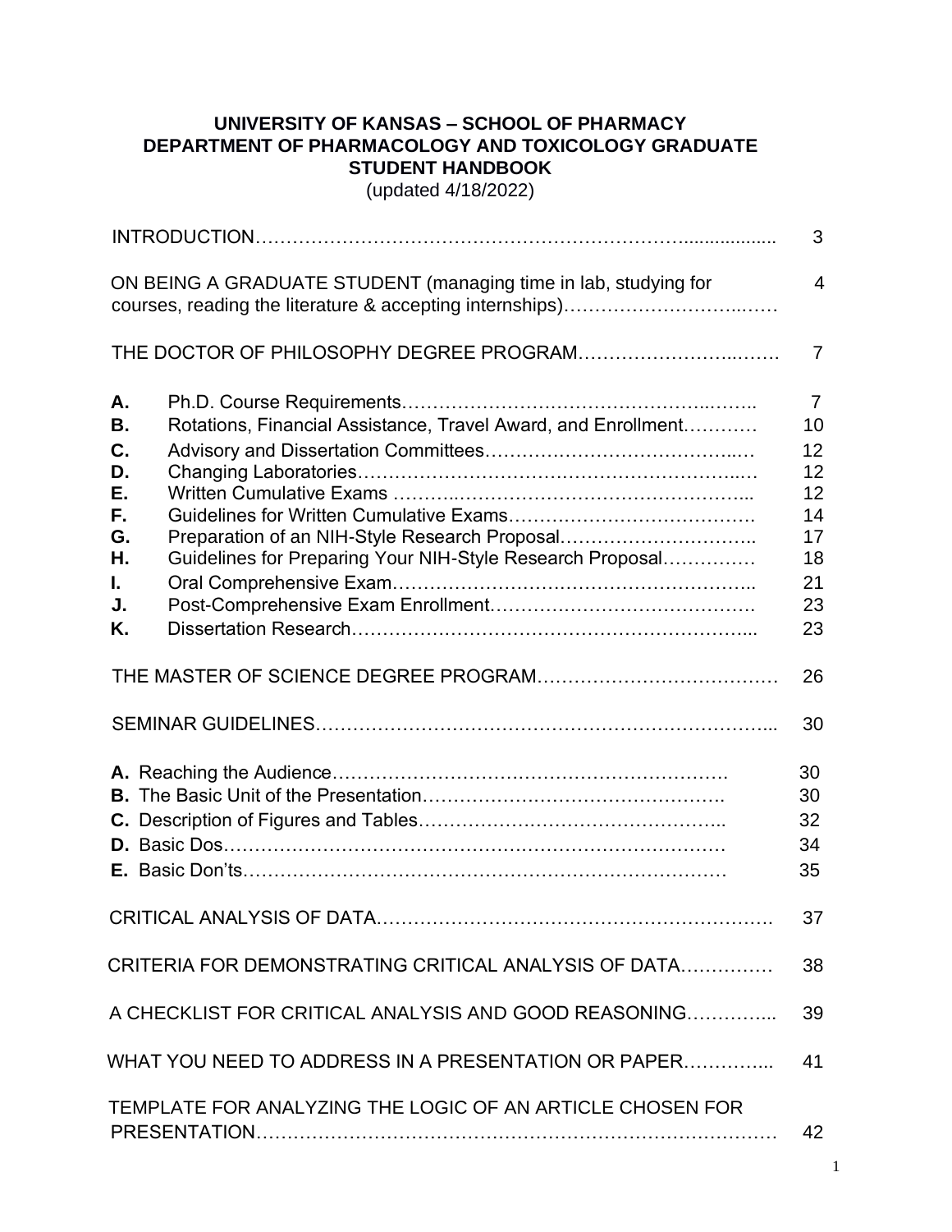# UNIVERSITY OF KANSAS – SCHOOL OF PHARMACY
# DEPARTMENT OF PHARMACOLOGY AND TOXICOLOGY GRADUATE STUDENT HANDBOOK

(updated 4/18/2022)

| | | |
|---|---|---|
| INTRODUCTION | | 3 |
| ON BEING A GRADUATE STUDENT (managing time in lab, studying for courses, reading the literature & accepting internships) | | 4 |
| THE DOCTOR OF PHILOSOPHY DEGREE PROGRAM | | 7 |
| **A.** | Ph.D. Course Requirements | 7 |
| **B.** | Rotations, Financial Assistance, Travel Award, and Enrollment | 10 |
| **C.** | Advisory and Dissertation Committees | 12 |
| **D.** | Changing Laboratories | 12 |
| **E.** | Written Cumulative Exams | 12 |
| **F.** | Guidelines for Written Cumulative Exams | 14 |
| **G.** | Preparation of an NIH-Style Research Proposal | 17 |
| **H.** | Guidelines for Preparing Your NIH-Style Research Proposal | 18 |
| **I.** | Oral Comprehensive Exam | 21 |
| **J.** | Post-Comprehensive Exam Enrollment | 23 |
| **K.** | Dissertation Research | 23 |
| THE MASTER OF SCIENCE DEGREE PROGRAM | | 26 |
| SEMINAR GUIDELINES | | 30 |
| **A.** Reaching the Audience | | 30 |
| **B.** The Basic Unit of the Presentation | | 30 |
| **C.** Description of Figures and Tables | | 32 |
| **D.** Basic Dos | | 34 |
| **E.** Basic Don'ts | | 35 |
| CRITICAL ANALYSIS OF DATA | | 37 |
| CRITERIA FOR DEMONSTRATING CRITICAL ANALYSIS OF DATA | | 38 |
| A CHECKLIST FOR CRITICAL ANALYSIS AND GOOD REASONING | | 39 |
| WHAT YOU NEED TO ADDRESS IN A PRESENTATION OR PAPER | | 41 |
| TEMPLATE FOR ANALYZING THE LOGIC OF AN ARTICLE CHOSEN FOR PRESENTATION | | 42 |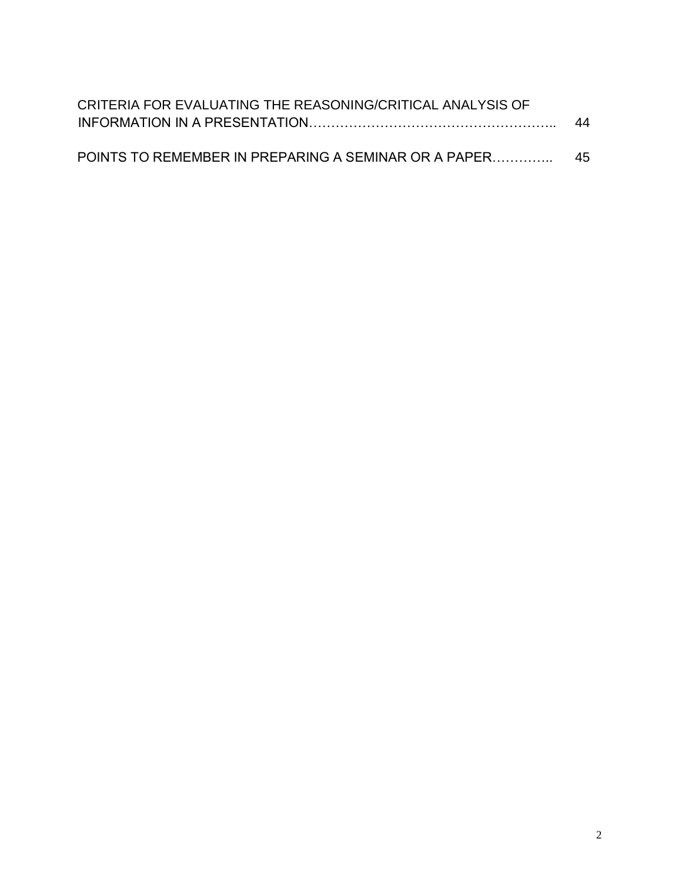CRITERIA FOR EVALUATING THE REASONING/CRITICAL ANALYSIS OF INFORMATION IN A PRESENTATION……………………………………………….. 44

POINTS TO REMEMBER IN PREPARING A SEMINAR OR A PAPER………….. 45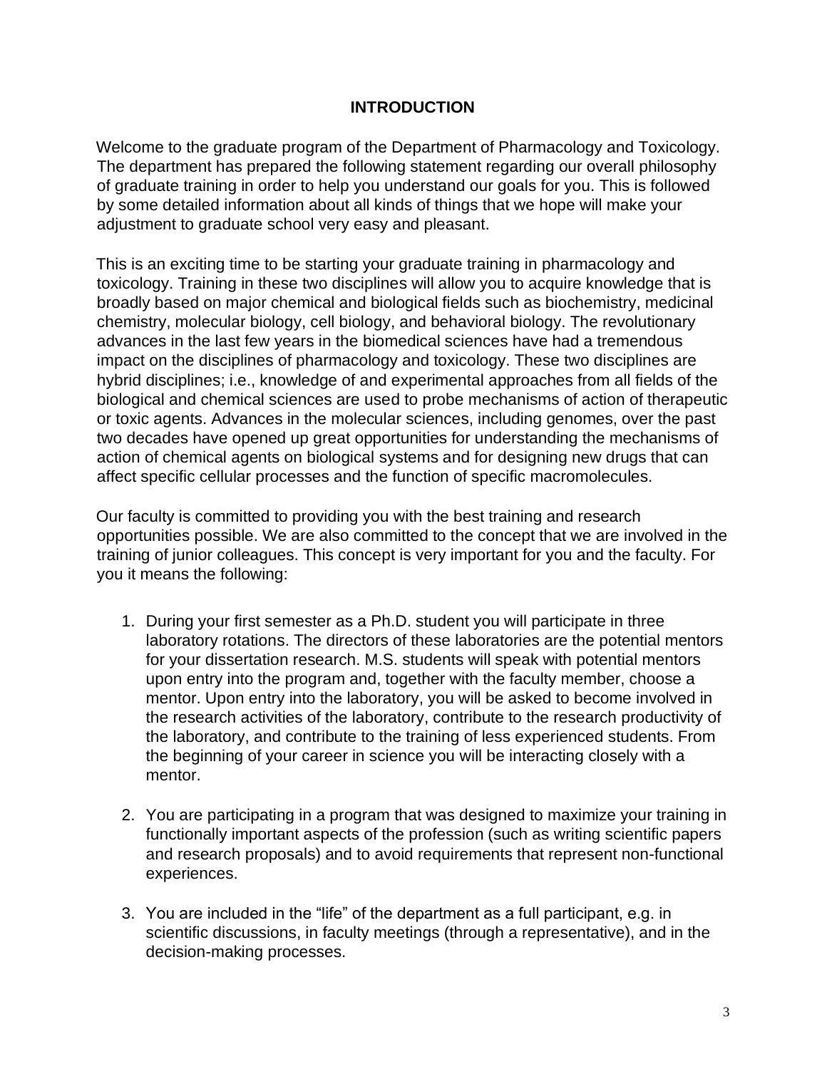## INTRODUCTION

Welcome to the graduate program of the Department of Pharmacology and Toxicology. The department has prepared the following statement regarding our overall philosophy of graduate training in order to help you understand our goals for you. This is followed by some detailed information about all kinds of things that we hope will make your adjustment to graduate school very easy and pleasant.

This is an exciting time to be starting your graduate training in pharmacology and toxicology. Training in these two disciplines will allow you to acquire knowledge that is broadly based on major chemical and biological fields such as biochemistry, medicinal chemistry, molecular biology, cell biology, and behavioral biology. The revolutionary advances in the last few years in the biomedical sciences have had a tremendous impact on the disciplines of pharmacology and toxicology. These two disciplines are hybrid disciplines; i.e., knowledge of and experimental approaches from all fields of the biological and chemical sciences are used to probe mechanisms of action of therapeutic or toxic agents. Advances in the molecular sciences, including genomes, over the past two decades have opened up great opportunities for understanding the mechanisms of action of chemical agents on biological systems and for designing new drugs that can affect specific cellular processes and the function of specific macromolecules.

Our faculty is committed to providing you with the best training and research opportunities possible. We are also committed to the concept that we are involved in the training of junior colleagues. This concept is very important for you and the faculty. For you it means the following:

1. During your first semester as a Ph.D. student you will participate in three laboratory rotations. The directors of these laboratories are the potential mentors for your dissertation research. M.S. students will speak with potential mentors upon entry into the program and, together with the faculty member, choose a mentor. Upon entry into the laboratory, you will be asked to become involved in the research activities of the laboratory, contribute to the research productivity of the laboratory, and contribute to the training of less experienced students. From the beginning of your career in science you will be interacting closely with a mentor.

2. You are participating in a program that was designed to maximize your training in functionally important aspects of the profession (such as writing scientific papers and research proposals) and to avoid requirements that represent non-functional experiences.

3. You are included in the "life" of the department as a full participant, e.g. in scientific discussions, in faculty meetings (through a representative), and in the decision-making processes.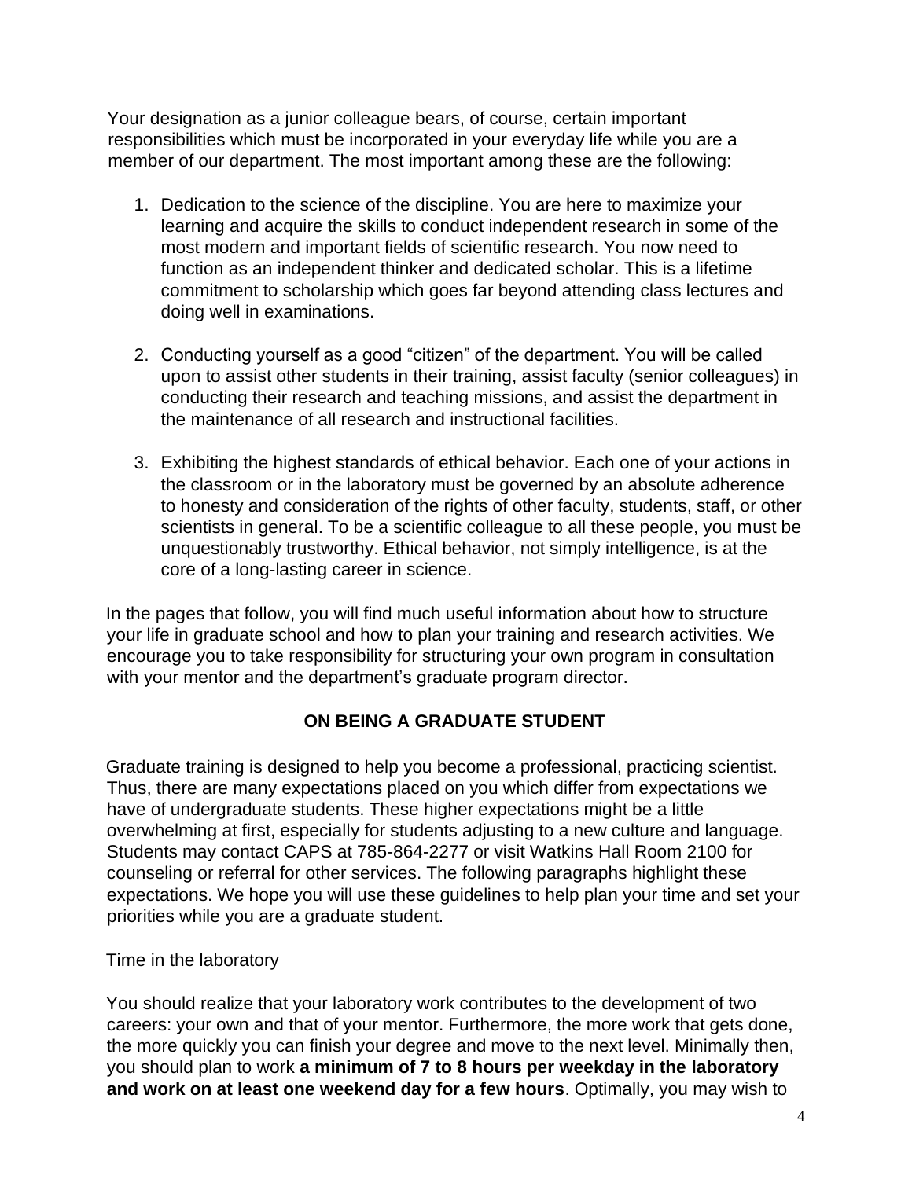Your designation as a junior colleague bears, of course, certain important responsibilities which must be incorporated in your everyday life while you are a member of our department. The most important among these are the following:

1. Dedication to the science of the discipline. You are here to maximize your learning and acquire the skills to conduct independent research in some of the most modern and important fields of scientific research. You now need to function as an independent thinker and dedicated scholar. This is a lifetime commitment to scholarship which goes far beyond attending class lectures and doing well in examinations.

2. Conducting yourself as a good "citizen" of the department. You will be called upon to assist other students in their training, assist faculty (senior colleagues) in conducting their research and teaching missions, and assist the department in the maintenance of all research and instructional facilities.

3. Exhibiting the highest standards of ethical behavior. Each one of your actions in the classroom or in the laboratory must be governed by an absolute adherence to honesty and consideration of the rights of other faculty, students, staff, or other scientists in general. To be a scientific colleague to all these people, you must be unquestionably trustworthy. Ethical behavior, not simply intelligence, is at the core of a long-lasting career in science.

In the pages that follow, you will find much useful information about how to structure your life in graduate school and how to plan your training and research activities. We encourage you to take responsibility for structuring your own program in consultation with your mentor and the department's graduate program director.

## ON BEING A GRADUATE STUDENT

Graduate training is designed to help you become a professional, practicing scientist. Thus, there are many expectations placed on you which differ from expectations we have of undergraduate students. These higher expectations might be a little overwhelming at first, especially for students adjusting to a new culture and language. Students may contact CAPS at 785-864-2277 or visit Watkins Hall Room 2100 for counseling or referral for other services. The following paragraphs highlight these expectations. We hope you will use these guidelines to help plan your time and set your priorities while you are a graduate student.

### Time in the laboratory

You should realize that your laboratory work contributes to the development of two careers: your own and that of your mentor. Furthermore, the more work that gets done, the more quickly you can finish your degree and move to the next level. Minimally then, you should plan to work **a minimum of 7 to 8 hours per weekday in the laboratory and work on at least one weekend day for a few hours**. Optimally, you may wish to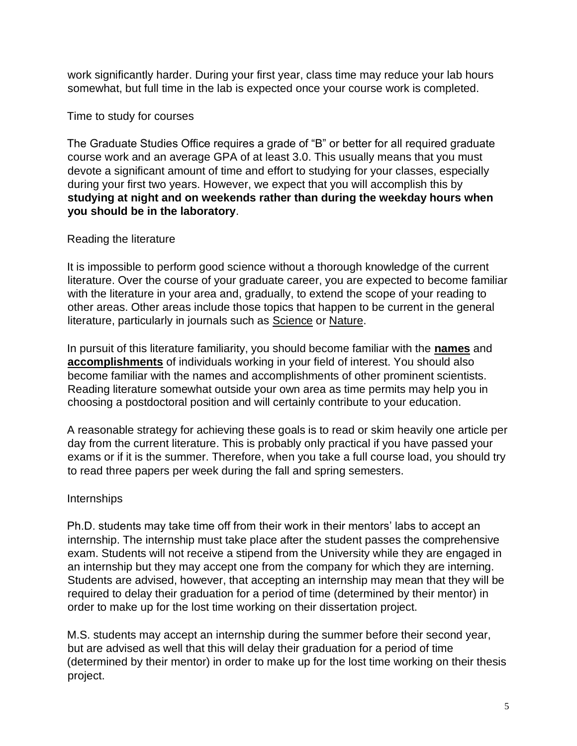work significantly harder. During your first year, class time may reduce your lab hours somewhat, but full time in the lab is expected once your course work is completed.

### Time to study for courses

The Graduate Studies Office requires a grade of "B" or better for all required graduate course work and an average GPA of at least 3.0. This usually means that you must devote a significant amount of time and effort to studying for your classes, especially during your first two years. However, we expect that you will accomplish this by **studying at night and on weekends rather than during the weekday hours when you should be in the laboratory**.

### Reading the literature

It is impossible to perform good science without a thorough knowledge of the current literature. Over the course of your graduate career, you are expected to become familiar with the literature in your area and, gradually, to extend the scope of your reading to other areas. Other areas include those topics that happen to be current in the general literature, particularly in journals such as Science or Nature.

In pursuit of this literature familiarity, you should become familiar with the **names** and **accomplishments** of individuals working in your field of interest. You should also become familiar with the names and accomplishments of other prominent scientists. Reading literature somewhat outside your own area as time permits may help you in choosing a postdoctoral position and will certainly contribute to your education.

A reasonable strategy for achieving these goals is to read or skim heavily one article per day from the current literature. This is probably only practical if you have passed your exams or if it is the summer. Therefore, when you take a full course load, you should try to read three papers per week during the fall and spring semesters.

### Internships

Ph.D. students may take time off from their work in their mentors' labs to accept an internship. The internship must take place after the student passes the comprehensive exam. Students will not receive a stipend from the University while they are engaged in an internship but they may accept one from the company for which they are interning. Students are advised, however, that accepting an internship may mean that they will be required to delay their graduation for a period of time (determined by their mentor) in order to make up for the lost time working on their dissertation project.

M.S. students may accept an internship during the summer before their second year, but are advised as well that this will delay their graduation for a period of time (determined by their mentor) in order to make up for the lost time working on their thesis project.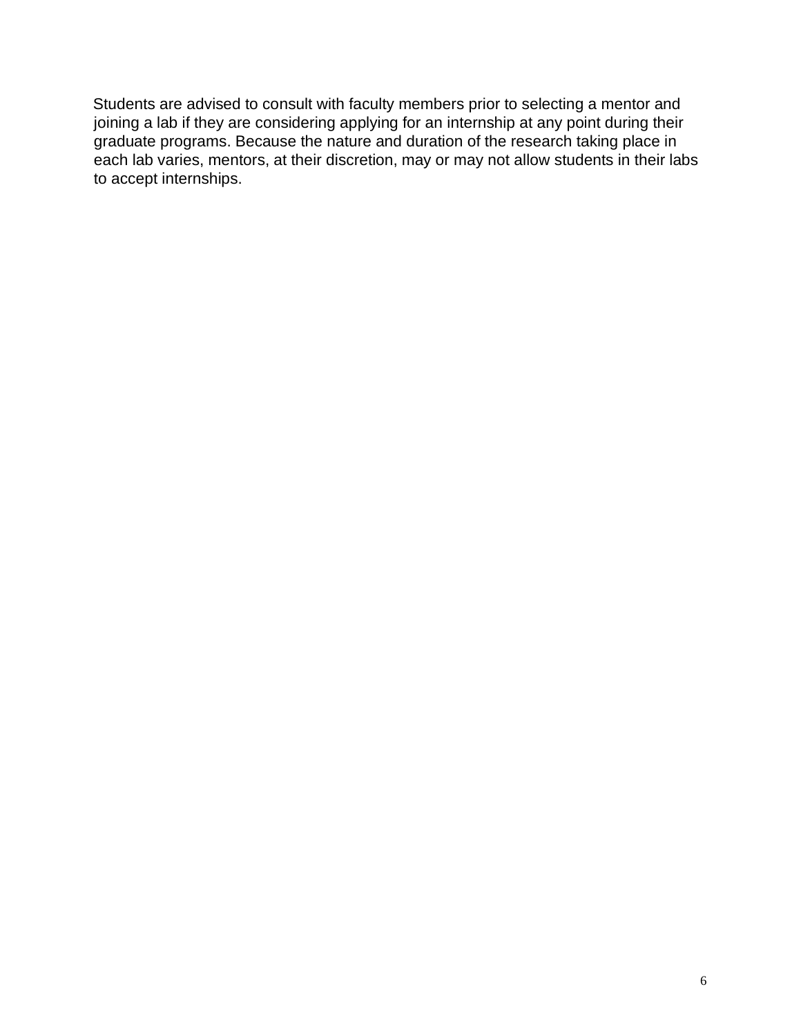Students are advised to consult with faculty members prior to selecting a mentor and joining a lab if they are considering applying for an internship at any point during their graduate programs. Because the nature and duration of the research taking place in each lab varies, mentors, at their discretion, may or may not allow students in their labs to accept internships.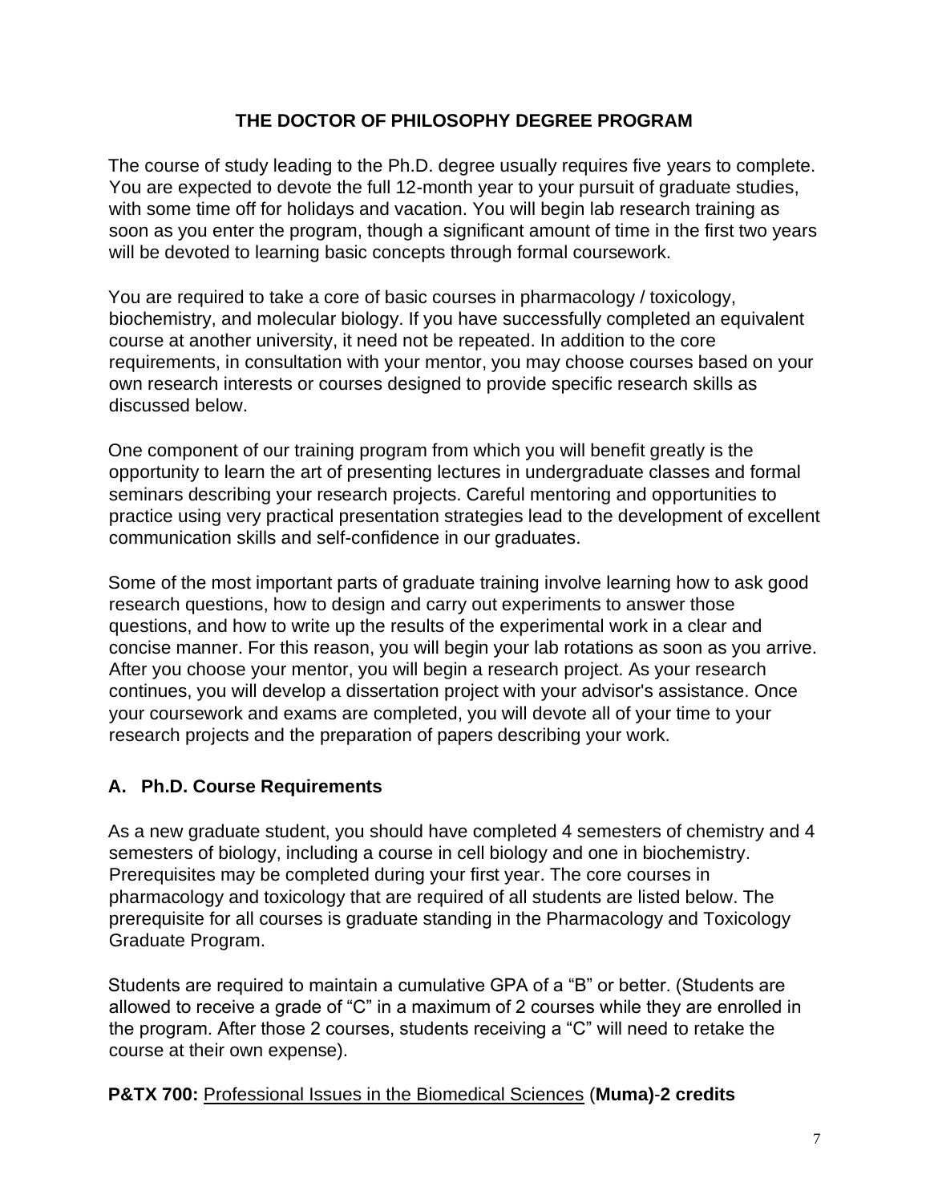# THE DOCTOR OF PHILOSOPHY DEGREE PROGRAM

The course of study leading to the Ph.D. degree usually requires five years to complete. You are expected to devote the full 12-month year to your pursuit of graduate studies, with some time off for holidays and vacation. You will begin lab research training as soon as you enter the program, though a significant amount of time in the first two years will be devoted to learning basic concepts through formal coursework.

You are required to take a core of basic courses in pharmacology / toxicology, biochemistry, and molecular biology. If you have successfully completed an equivalent course at another university, it need not be repeated. In addition to the core requirements, in consultation with your mentor, you may choose courses based on your own research interests or courses designed to provide specific research skills as discussed below.

One component of our training program from which you will benefit greatly is the opportunity to learn the art of presenting lectures in undergraduate classes and formal seminars describing your research projects. Careful mentoring and opportunities to practice using very practical presentation strategies lead to the development of excellent communication skills and self-confidence in our graduates.

Some of the most important parts of graduate training involve learning how to ask good research questions, how to design and carry out experiments to answer those questions, and how to write up the results of the experimental work in a clear and concise manner. For this reason, you will begin your lab rotations as soon as you arrive. After you choose your mentor, you will begin a research project. As your research continues, you will develop a dissertation project with your advisor's assistance. Once your coursework and exams are completed, you will devote all of your time to your research projects and the preparation of papers describing your work.

## A. Ph.D. Course Requirements

As a new graduate student, you should have completed 4 semesters of chemistry and 4 semesters of biology, including a course in cell biology and one in biochemistry. Prerequisites may be completed during your first year. The core courses in pharmacology and toxicology that are required of all students are listed below. The prerequisite for all courses is graduate standing in the Pharmacology and Toxicology Graduate Program.

Students are required to maintain a cumulative GPA of a "B" or better. (Students are allowed to receive a grade of "C" in a maximum of 2 courses while they are enrolled in the program. After those 2 courses, students receiving a "C" will need to retake the course at their own expense).

**P&TX 700:** Professional Issues in the Biomedical Sciences (**Muma**)-**2 credits**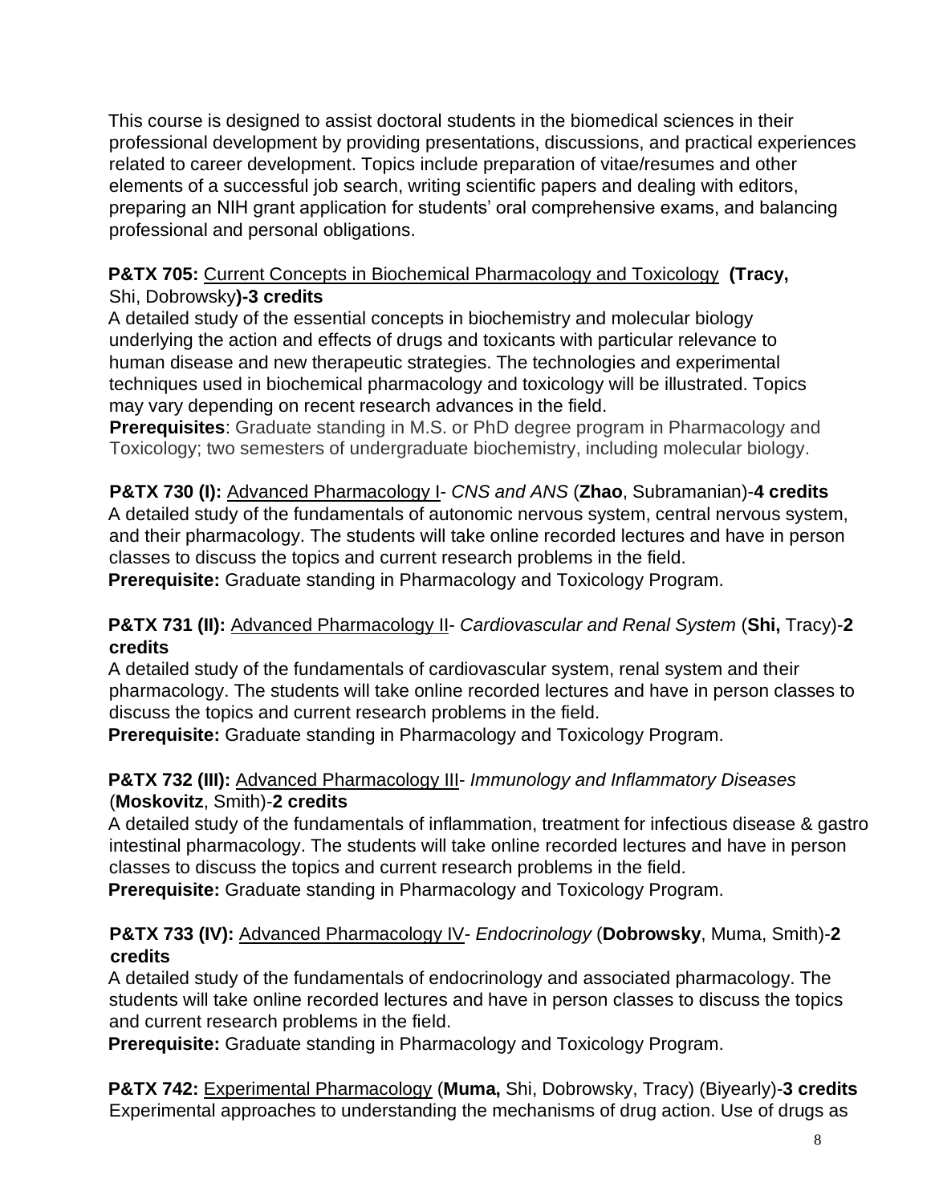This course is designed to assist doctoral students in the biomedical sciences in their professional development by providing presentations, discussions, and practical experiences related to career development. Topics include preparation of vitae/resumes and other elements of a successful job search, writing scientific papers and dealing with editors, preparing an NIH grant application for students' oral comprehensive exams, and balancing professional and personal obligations.

**P&TX 705:** Current Concepts in Biochemical Pharmacology and Toxicology **(Tracy,** Shi, Dobrowsky**)-3 credits**
A detailed study of the essential concepts in biochemistry and molecular biology underlying the action and effects of drugs and toxicants with particular relevance to human disease and new therapeutic strategies. The technologies and experimental techniques used in biochemical pharmacology and toxicology will be illustrated. Topics may vary depending on recent research advances in the field.
**Prerequisites**: Graduate standing in M.S. or PhD degree program in Pharmacology and Toxicology; two semesters of undergraduate biochemistry, including molecular biology.

**P&TX 730 (I):** Advanced Pharmacology I- *CNS and ANS* (**Zhao**, Subramanian)-**4 credits**
A detailed study of the fundamentals of autonomic nervous system, central nervous system, and their pharmacology. The students will take online recorded lectures and have in person classes to discuss the topics and current research problems in the field.
**Prerequisite:** Graduate standing in Pharmacology and Toxicology Program.

**P&TX 731 (II):** Advanced Pharmacology II- *Cardiovascular and Renal System* (**Shi,** Tracy)-**2 credits**
A detailed study of the fundamentals of cardiovascular system, renal system and their pharmacology. The students will take online recorded lectures and have in person classes to discuss the topics and current research problems in the field.
**Prerequisite:** Graduate standing in Pharmacology and Toxicology Program.

**P&TX 732 (III):** Advanced Pharmacology III- *Immunology and Inflammatory Diseases* (**Moskovitz**, Smith)-**2 credits**
A detailed study of the fundamentals of inflammation, treatment for infectious disease & gastro intestinal pharmacology. The students will take online recorded lectures and have in person classes to discuss the topics and current research problems in the field.
**Prerequisite:** Graduate standing in Pharmacology and Toxicology Program.

**P&TX 733 (IV):** Advanced Pharmacology IV- *Endocrinology* (**Dobrowsky**, Muma, Smith)-**2 credits**
A detailed study of the fundamentals of endocrinology and associated pharmacology. The students will take online recorded lectures and have in person classes to discuss the topics and current research problems in the field.
**Prerequisite:** Graduate standing in Pharmacology and Toxicology Program.

**P&TX 742:** Experimental Pharmacology (**Muma,** Shi, Dobrowsky, Tracy) (Biyearly)-**3 credits**
Experimental approaches to understanding the mechanisms of drug action. Use of drugs as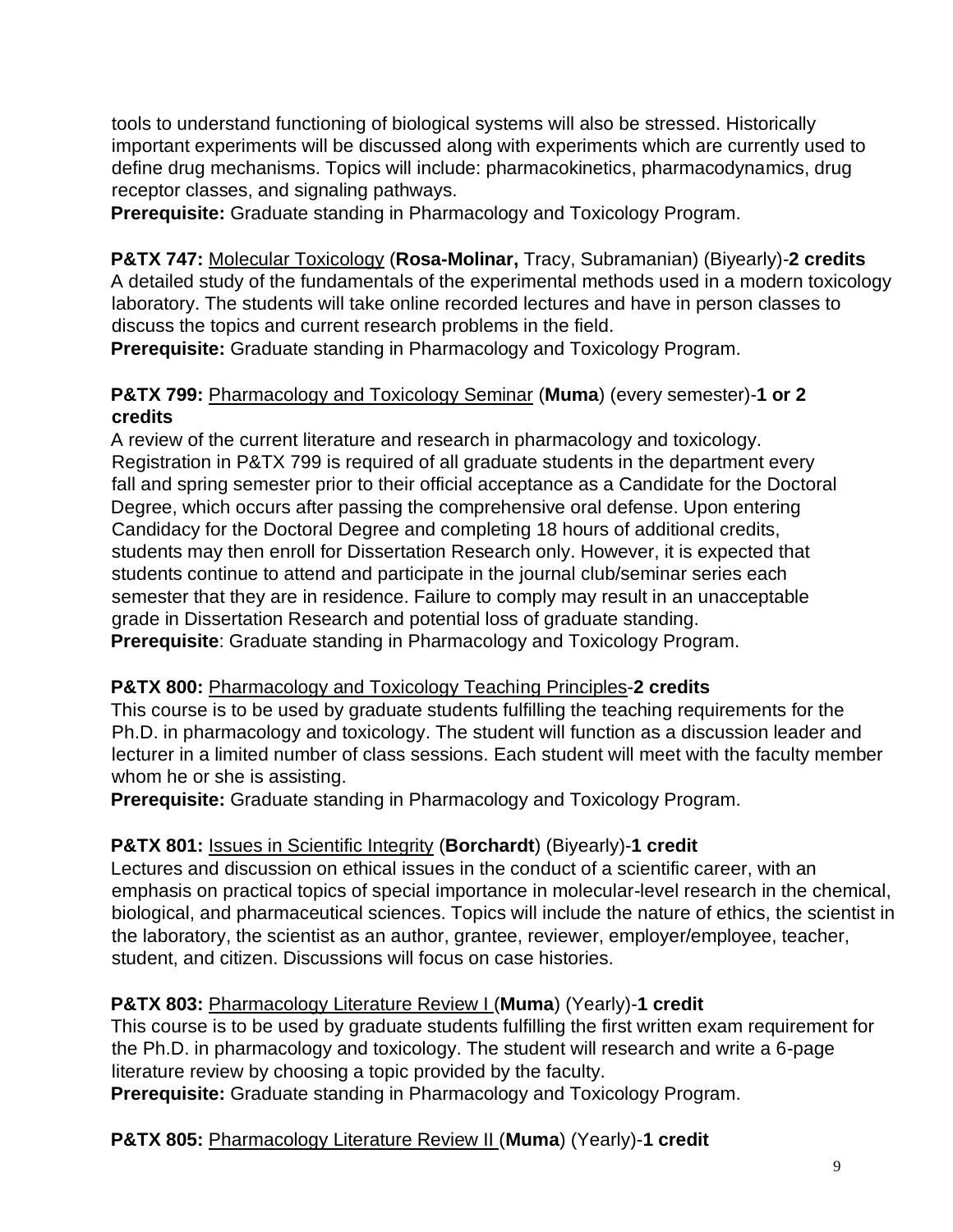tools to understand functioning of biological systems will also be stressed. Historically important experiments will be discussed along with experiments which are currently used to define drug mechanisms. Topics will include: pharmacokinetics, pharmacodynamics, drug receptor classes, and signaling pathways.

**Prerequisite:** Graduate standing in Pharmacology and Toxicology Program.

**P&TX 747:** Molecular Toxicology (**Rosa-Molinar,** Tracy, Subramanian) (Biyearly)-**2 credits**
A detailed study of the fundamentals of the experimental methods used in a modern toxicology laboratory. The students will take online recorded lectures and have in person classes to discuss the topics and current research problems in the field.

**Prerequisite:** Graduate standing in Pharmacology and Toxicology Program.

**P&TX 799:** Pharmacology and Toxicology Seminar (**Muma**) (every semester)-**1 or 2 credits**
A review of the current literature and research in pharmacology and toxicology. Registration in P&TX 799 is required of all graduate students in the department every fall and spring semester prior to their official acceptance as a Candidate for the Doctoral Degree, which occurs after passing the comprehensive oral defense. Upon entering Candidacy for the Doctoral Degree and completing 18 hours of additional credits, students may then enroll for Dissertation Research only. However, it is expected that students continue to attend and participate in the journal club/seminar series each semester that they are in residence. Failure to comply may result in an unacceptable grade in Dissertation Research and potential loss of graduate standing.

**Prerequisite**: Graduate standing in Pharmacology and Toxicology Program.

**P&TX 800:** Pharmacology and Toxicology Teaching Principles-**2 credits**
This course is to be used by graduate students fulfilling the teaching requirements for the Ph.D. in pharmacology and toxicology. The student will function as a discussion leader and lecturer in a limited number of class sessions. Each student will meet with the faculty member whom he or she is assisting.

**Prerequisite:** Graduate standing in Pharmacology and Toxicology Program.

**P&TX 801:** Issues in Scientific Integrity (**Borchardt**) (Biyearly)-**1 credit**
Lectures and discussion on ethical issues in the conduct of a scientific career, with an emphasis on practical topics of special importance in molecular-level research in the chemical, biological, and pharmaceutical sciences. Topics will include the nature of ethics, the scientist in the laboratory, the scientist as an author, grantee, reviewer, employer/employee, teacher, student, and citizen. Discussions will focus on case histories.

**P&TX 803:** Pharmacology Literature Review I (**Muma**) (Yearly)-**1 credit**
This course is to be used by graduate students fulfilling the first written exam requirement for the Ph.D. in pharmacology and toxicology. The student will research and write a 6-page literature review by choosing a topic provided by the faculty.

**Prerequisite:** Graduate standing in Pharmacology and Toxicology Program.

**P&TX 805:** Pharmacology Literature Review II (**Muma**) (Yearly)-**1 credit**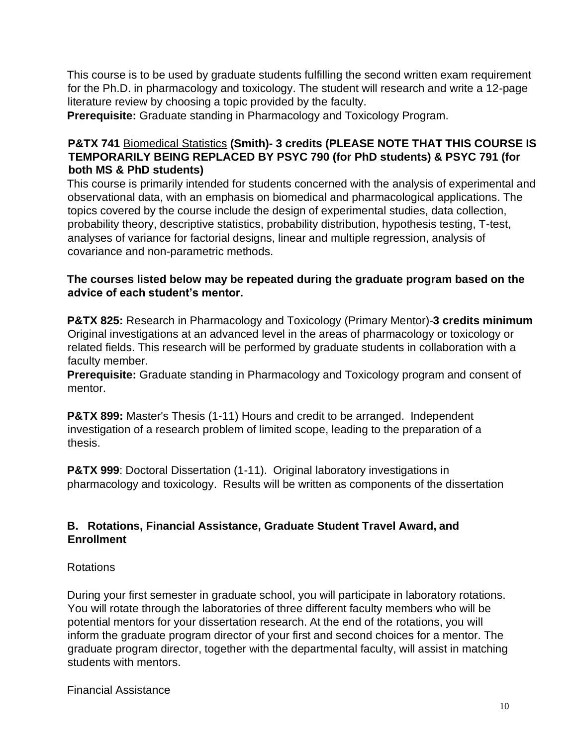This course is to be used by graduate students fulfilling the second written exam requirement for the Ph.D. in pharmacology and toxicology. The student will research and write a 12-page literature review by choosing a topic provided by the faculty.

**Prerequisite:** Graduate standing in Pharmacology and Toxicology Program.

**P&TX 741** Biomedical Statistics **(Smith)- 3 credits (PLEASE NOTE THAT THIS COURSE IS TEMPORARILY BEING REPLACED BY PSYC 790 (for PhD students) & PSYC 791 (for both MS & PhD students)**

This course is primarily intended for students concerned with the analysis of experimental and observational data, with an emphasis on biomedical and pharmacological applications. The topics covered by the course include the design of experimental studies, data collection, probability theory, descriptive statistics, probability distribution, hypothesis testing, T-test, analyses of variance for factorial designs, linear and multiple regression, analysis of covariance and non-parametric methods.

**The courses listed below may be repeated during the graduate program based on the advice of each student's mentor.**

**P&TX 825:** Research in Pharmacology and Toxicology (Primary Mentor)-**3 credits minimum**
Original investigations at an advanced level in the areas of pharmacology or toxicology or related fields. This research will be performed by graduate students in collaboration with a faculty member.

**Prerequisite:** Graduate standing in Pharmacology and Toxicology program and consent of mentor.

**P&TX 899:** Master's Thesis (1-11) Hours and credit to be arranged. Independent investigation of a research problem of limited scope, leading to the preparation of a thesis.

**P&TX 999**: Doctoral Dissertation (1-11). Original laboratory investigations in pharmacology and toxicology. Results will be written as components of the dissertation

## B. Rotations, Financial Assistance, Graduate Student Travel Award, and Enrollment

Rotations

During your first semester in graduate school, you will participate in laboratory rotations. You will rotate through the laboratories of three different faculty members who will be potential mentors for your dissertation research. At the end of the rotations, you will inform the graduate program director of your first and second choices for a mentor. The graduate program director, together with the departmental faculty, will assist in matching students with mentors.

Financial Assistance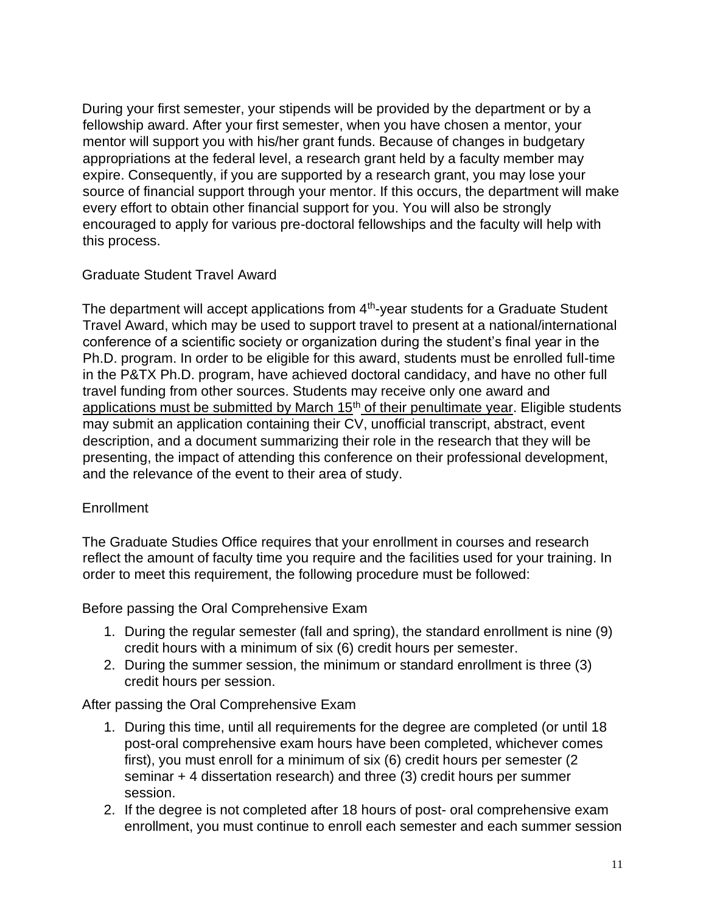During your first semester, your stipends will be provided by the department or by a fellowship award. After your first semester, when you have chosen a mentor, your mentor will support you with his/her grant funds. Because of changes in budgetary appropriations at the federal level, a research grant held by a faculty member may expire. Consequently, if you are supported by a research grant, you may lose your source of financial support through your mentor. If this occurs, the department will make every effort to obtain other financial support for you. You will also be strongly encouraged to apply for various pre-doctoral fellowships and the faculty will help with this process.

## Graduate Student Travel Award

The department will accept applications from 4th-year students for a Graduate Student Travel Award, which may be used to support travel to present at a national/international conference of a scientific society or organization during the student's final year in the Ph.D. program. In order to be eligible for this award, students must be enrolled full-time in the P&TX Ph.D. program, have achieved doctoral candidacy, and have no other full travel funding from other sources. Students may receive only one award and <u>applications must be submitted by March 15th of their penultimate year</u>. Eligible students may submit an application containing their CV, unofficial transcript, abstract, event description, and a document summarizing their role in the research that they will be presenting, the impact of attending this conference on their professional development, and the relevance of the event to their area of study.

## Enrollment

The Graduate Studies Office requires that your enrollment in courses and research reflect the amount of faculty time you require and the facilities used for your training. In order to meet this requirement, the following procedure must be followed:

### Before passing the Oral Comprehensive Exam

1. During the regular semester (fall and spring), the standard enrollment is nine (9) credit hours with a minimum of six (6) credit hours per semester.
2. During the summer session, the minimum or standard enrollment is three (3) credit hours per session.

### After passing the Oral Comprehensive Exam

1. During this time, until all requirements for the degree are completed (or until 18 post-oral comprehensive exam hours have been completed, whichever comes first), you must enroll for a minimum of six (6) credit hours per semester (2 seminar + 4 dissertation research) and three (3) credit hours per summer session.
2. If the degree is not completed after 18 hours of post- oral comprehensive exam enrollment, you must continue to enroll each semester and each summer session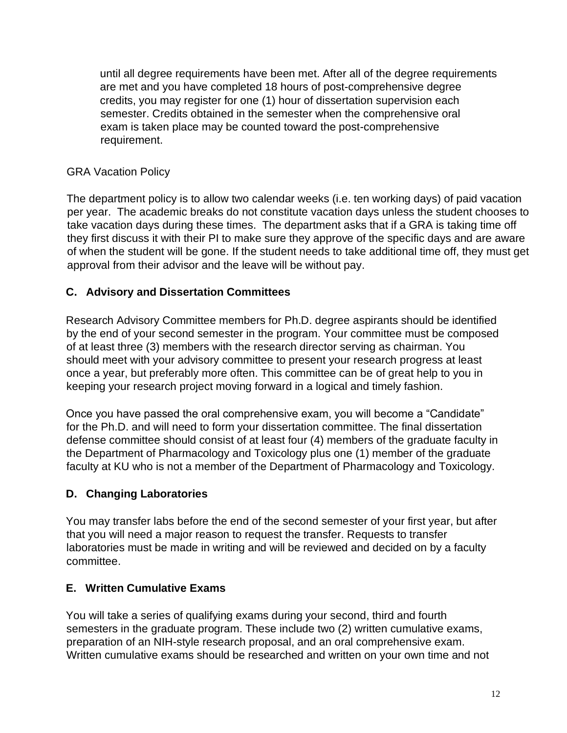until all degree requirements have been met. After all of the degree requirements are met and you have completed 18 hours of post-comprehensive degree credits, you may register for one (1) hour of dissertation supervision each semester. Credits obtained in the semester when the comprehensive oral exam is taken place may be counted toward the post-comprehensive requirement.

GRA Vacation Policy

The department policy is to allow two calendar weeks (i.e. ten working days) of paid vacation per year. The academic breaks do not constitute vacation days unless the student chooses to take vacation days during these times. The department asks that if a GRA is taking time off they first discuss it with their PI to make sure they approve of the specific days and are aware of when the student will be gone. If the student needs to take additional time off, they must get approval from their advisor and the leave will be without pay.

### C. Advisory and Dissertation Committees

Research Advisory Committee members for Ph.D. degree aspirants should be identified by the end of your second semester in the program. Your committee must be composed of at least three (3) members with the research director serving as chairman. You should meet with your advisory committee to present your research progress at least once a year, but preferably more often. This committee can be of great help to you in keeping your research project moving forward in a logical and timely fashion.

Once you have passed the oral comprehensive exam, you will become a "Candidate" for the Ph.D. and will need to form your dissertation committee. The final dissertation defense committee should consist of at least four (4) members of the graduate faculty in the Department of Pharmacology and Toxicology plus one (1) member of the graduate faculty at KU who is not a member of the Department of Pharmacology and Toxicology.

### D. Changing Laboratories

You may transfer labs before the end of the second semester of your first year, but after that you will need a major reason to request the transfer. Requests to transfer laboratories must be made in writing and will be reviewed and decided on by a faculty committee.

### E. Written Cumulative Exams

You will take a series of qualifying exams during your second, third and fourth semesters in the graduate program. These include two (2) written cumulative exams, preparation of an NIH-style research proposal, and an oral comprehensive exam. Written cumulative exams should be researched and written on your own time and not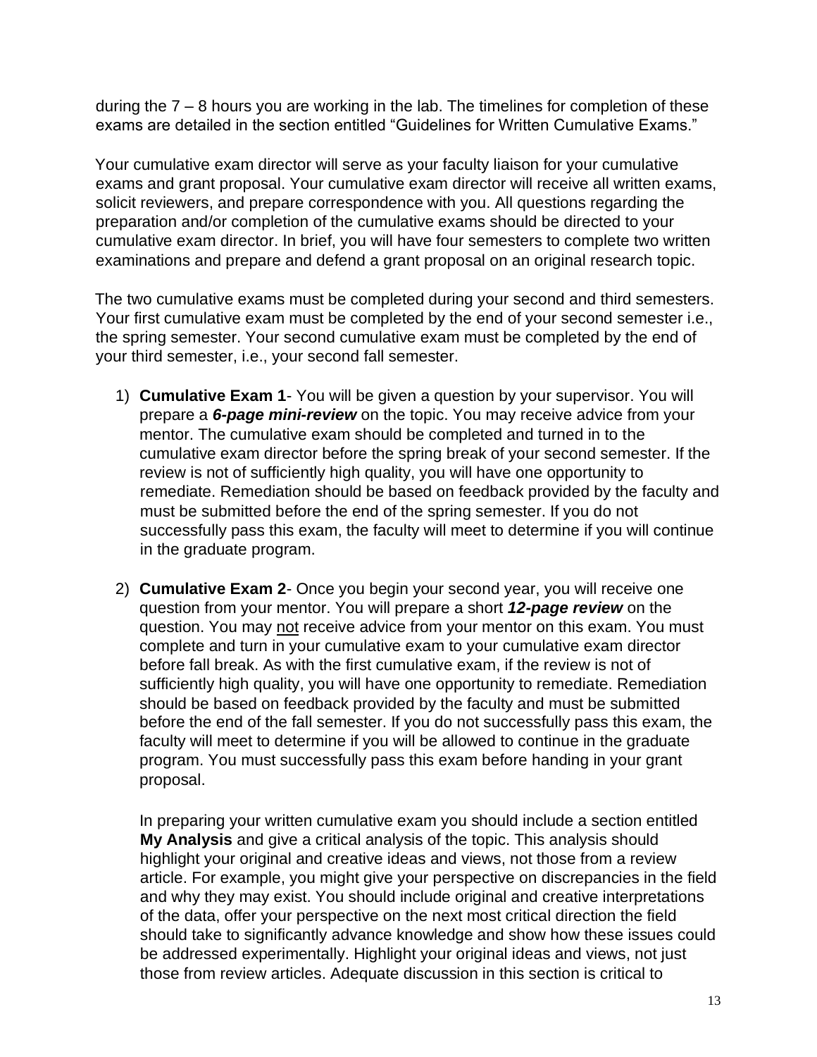during the 7 – 8 hours you are working in the lab. The timelines for completion of these exams are detailed in the section entitled "Guidelines for Written Cumulative Exams."

Your cumulative exam director will serve as your faculty liaison for your cumulative exams and grant proposal. Your cumulative exam director will receive all written exams, solicit reviewers, and prepare correspondence with you. All questions regarding the preparation and/or completion of the cumulative exams should be directed to your cumulative exam director. In brief, you will have four semesters to complete two written examinations and prepare and defend a grant proposal on an original research topic.

The two cumulative exams must be completed during your second and third semesters. Your first cumulative exam must be completed by the end of your second semester i.e., the spring semester. Your second cumulative exam must be completed by the end of your third semester, i.e., your second fall semester.

1) **Cumulative Exam 1**- You will be given a question by your supervisor. You will prepare a ***6-page mini-review*** on the topic. You may receive advice from your mentor. The cumulative exam should be completed and turned in to the cumulative exam director before the spring break of your second semester. If the review is not of sufficiently high quality, you will have one opportunity to remediate. Remediation should be based on feedback provided by the faculty and must be submitted before the end of the spring semester. If you do not successfully pass this exam, the faculty will meet to determine if you will continue in the graduate program.

2) **Cumulative Exam 2**- Once you begin your second year, you will receive one question from your mentor. You will prepare a short ***12-page review*** on the question. You may <u>not</u> receive advice from your mentor on this exam. You must complete and turn in your cumulative exam to your cumulative exam director before fall break. As with the first cumulative exam, if the review is not of sufficiently high quality, you will have one opportunity to remediate. Remediation should be based on feedback provided by the faculty and must be submitted before the end of the fall semester. If you do not successfully pass this exam, the faculty will meet to determine if you will be allowed to continue in the graduate program. You must successfully pass this exam before handing in your grant proposal.

   In preparing your written cumulative exam you should include a section entitled **My Analysis** and give a critical analysis of the topic. This analysis should highlight your original and creative ideas and views, not those from a review article. For example, you might give your perspective on discrepancies in the field and why they may exist. You should include original and creative interpretations of the data, offer your perspective on the next most critical direction the field should take to significantly advance knowledge and show how these issues could be addressed experimentally. Highlight your original ideas and views, not just those from review articles. Adequate discussion in this section is critical to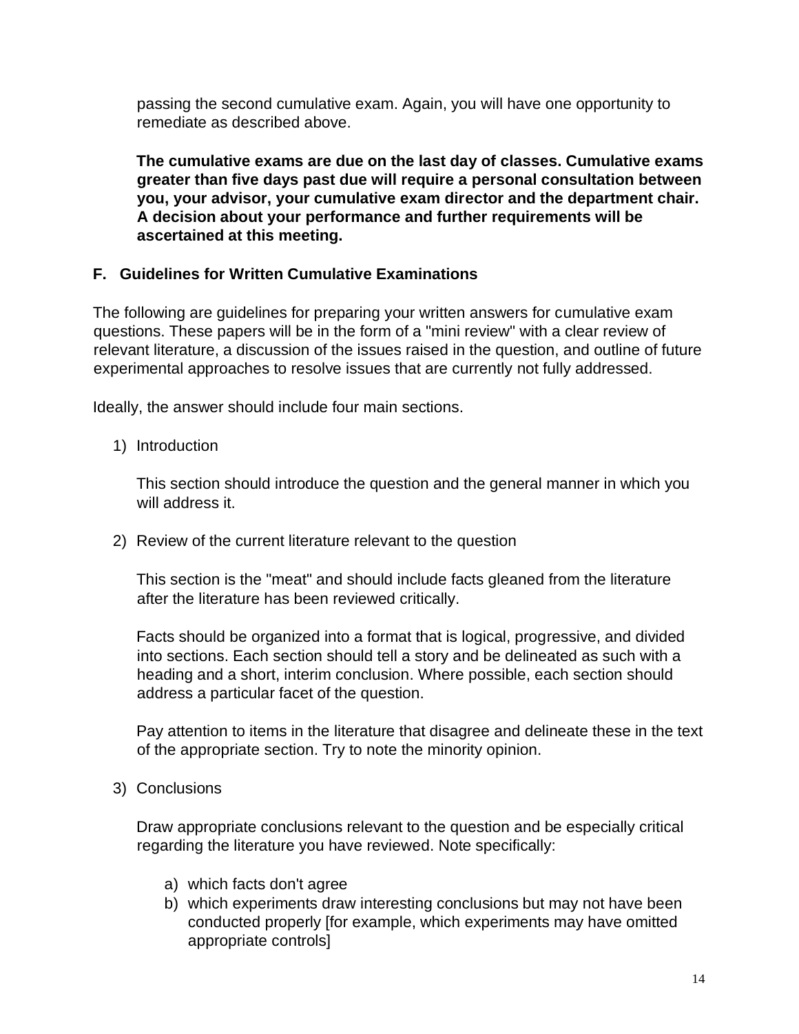passing the second cumulative exam. Again, you will have one opportunity to remediate as described above.

**The cumulative exams are due on the last day of classes. Cumulative exams greater than five days past due will require a personal consultation between you, your advisor, your cumulative exam director and the department chair. A decision about your performance and further requirements will be ascertained at this meeting.**

### F. Guidelines for Written Cumulative Examinations

The following are guidelines for preparing your written answers for cumulative exam questions. These papers will be in the form of a "mini review" with a clear review of relevant literature, a discussion of the issues raised in the question, and outline of future experimental approaches to resolve issues that are currently not fully addressed.

Ideally, the answer should include four main sections.

1) Introduction

   This section should introduce the question and the general manner in which you will address it.

2) Review of the current literature relevant to the question

   This section is the "meat" and should include facts gleaned from the literature after the literature has been reviewed critically.

   Facts should be organized into a format that is logical, progressive, and divided into sections. Each section should tell a story and be delineated as such with a heading and a short, interim conclusion. Where possible, each section should address a particular facet of the question.

   Pay attention to items in the literature that disagree and delineate these in the text of the appropriate section. Try to note the minority opinion.

3) Conclusions

   Draw appropriate conclusions relevant to the question and be especially critical regarding the literature you have reviewed. Note specifically:

   a) which facts don't agree
   b) which experiments draw interesting conclusions but may not have been conducted properly [for example, which experiments may have omitted appropriate controls]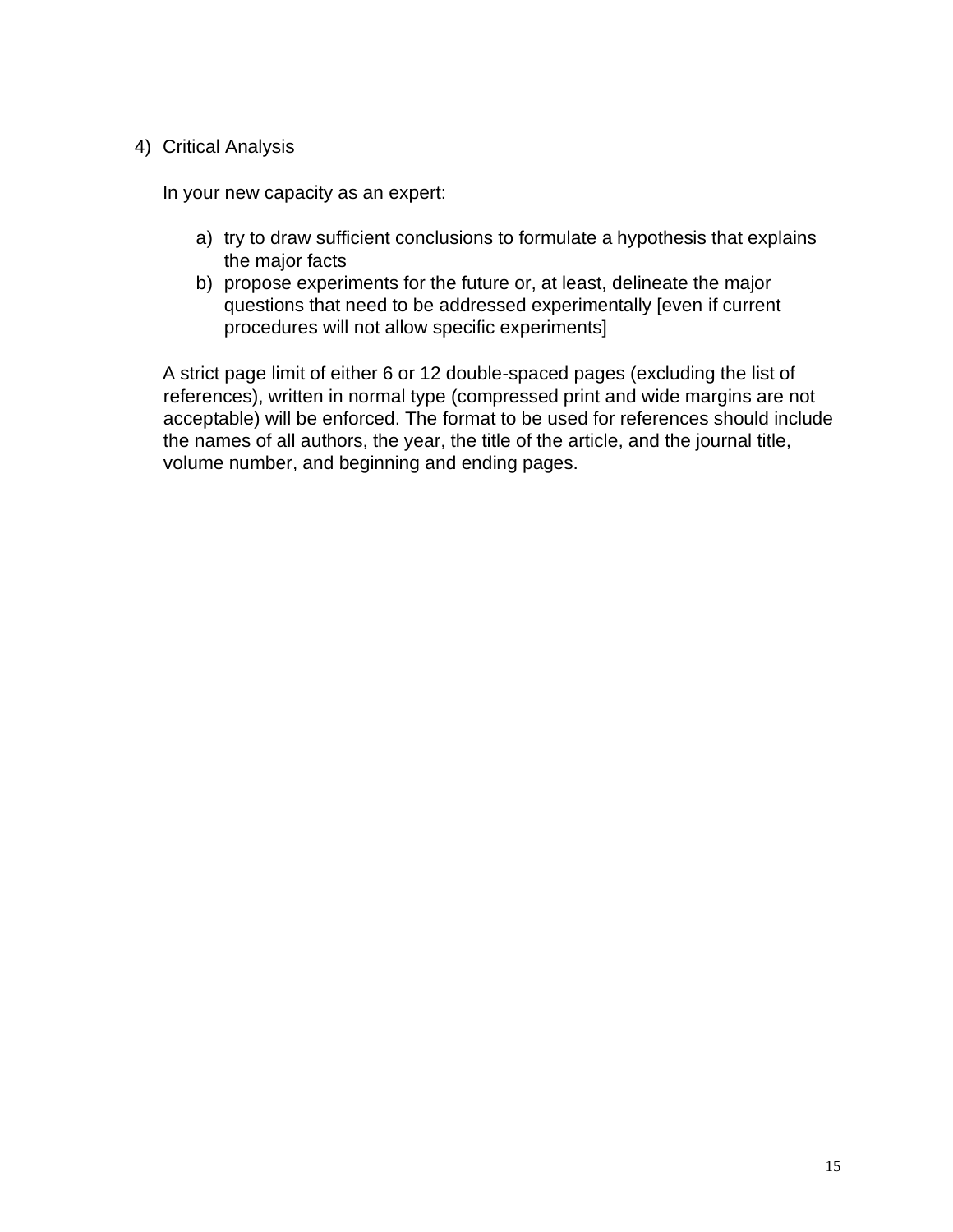4) Critical Analysis

In your new capacity as an expert:

a) try to draw sufficient conclusions to formulate a hypothesis that explains the major facts
b) propose experiments for the future or, at least, delineate the major questions that need to be addressed experimentally [even if current procedures will not allow specific experiments]

A strict page limit of either 6 or 12 double-spaced pages (excluding the list of references), written in normal type (compressed print and wide margins are not acceptable) will be enforced. The format to be used for references should include the names of all authors, the year, the title of the article, and the journal title, volume number, and beginning and ending pages.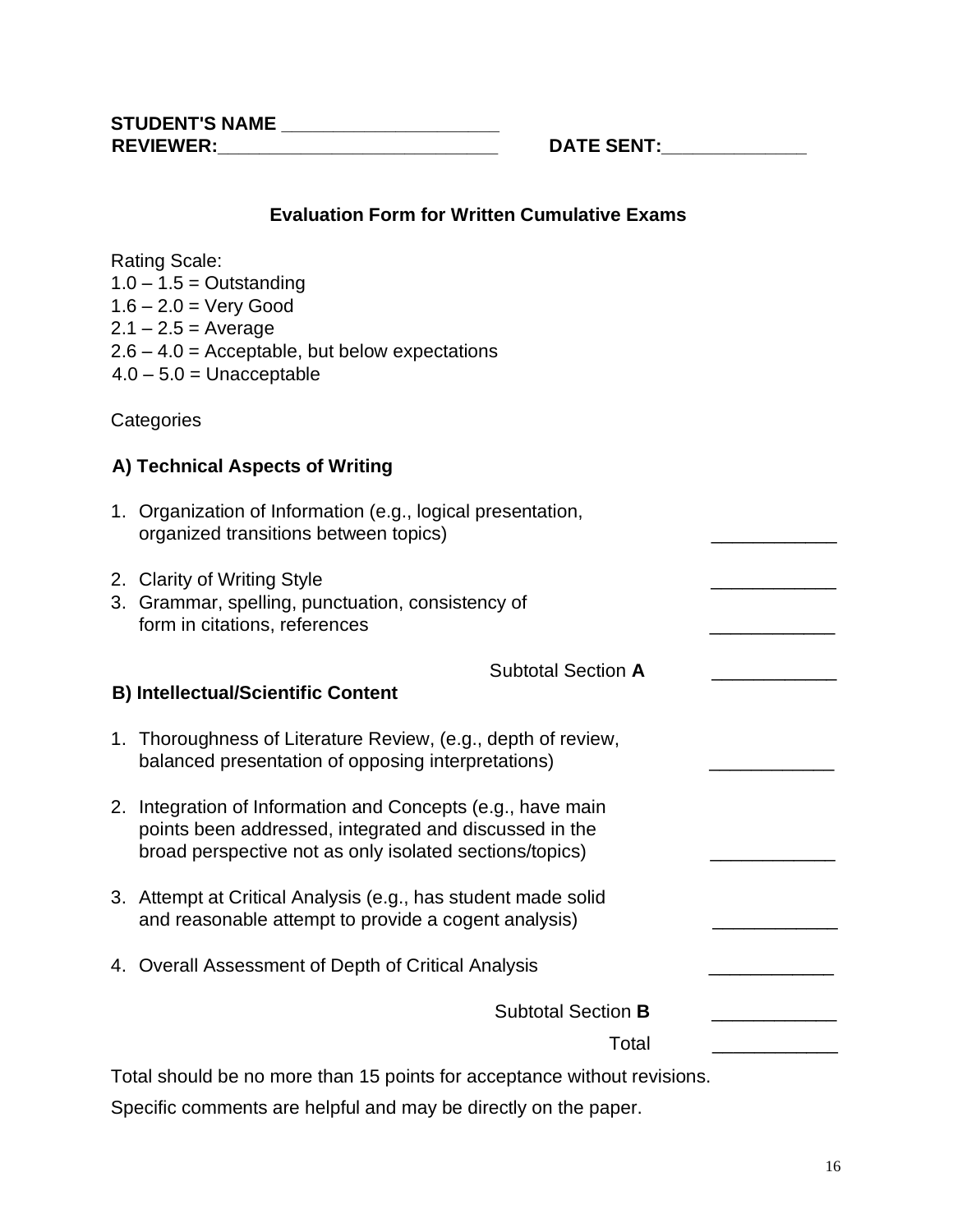**STUDENT'S NAME \_\_\_\_\_\_\_\_\_\_\_\_\_\_\_\_\_\_\_\_\_**

**REVIEWER:\_\_\_\_\_\_\_\_\_\_\_\_\_\_\_\_\_\_\_\_\_\_\_\_\_\_\_\_** **DATE SENT:\_\_\_\_\_\_\_\_\_\_\_\_\_\_**

### Evaluation Form for Written Cumulative Exams

Rating Scale:
1.0 – 1.5 = Outstanding
1.6 – 2.0 = Very Good
2.1 – 2.5 = Average
2.6 – 4.0 = Acceptable, but below expectations
4.0 – 5.0 = Unacceptable

Categories

#### A) Technical Aspects of Writing

1. Organization of Information (e.g., logical presentation, organized transitions between topics) \_\_\_\_\_\_\_\_\_\_\_\_
2. Clarity of Writing Style \_\_\_\_\_\_\_\_\_\_\_\_
3. Grammar, spelling, punctuation, consistency of form in citations, references \_\_\_\_\_\_\_\_\_\_\_\_

Subtotal Section **A** \_\_\_\_\_\_\_\_\_\_\_\_

#### B) Intellectual/Scientific Content

1. Thoroughness of Literature Review, (e.g., depth of review, balanced presentation of opposing interpretations) \_\_\_\_\_\_\_\_\_\_\_\_
2. Integration of Information and Concepts (e.g., have main points been addressed, integrated and discussed in the broad perspective not as only isolated sections/topics) \_\_\_\_\_\_\_\_\_\_\_\_
3. Attempt at Critical Analysis (e.g., has student made solid and reasonable attempt to provide a cogent analysis) \_\_\_\_\_\_\_\_\_\_\_\_
4. Overall Assessment of Depth of Critical Analysis \_\_\_\_\_\_\_\_\_\_\_\_

Subtotal Section **B** \_\_\_\_\_\_\_\_\_\_\_\_

Total \_\_\_\_\_\_\_\_\_\_\_\_

Total should be no more than 15 points for acceptance without revisions.

Specific comments are helpful and may be directly on the paper.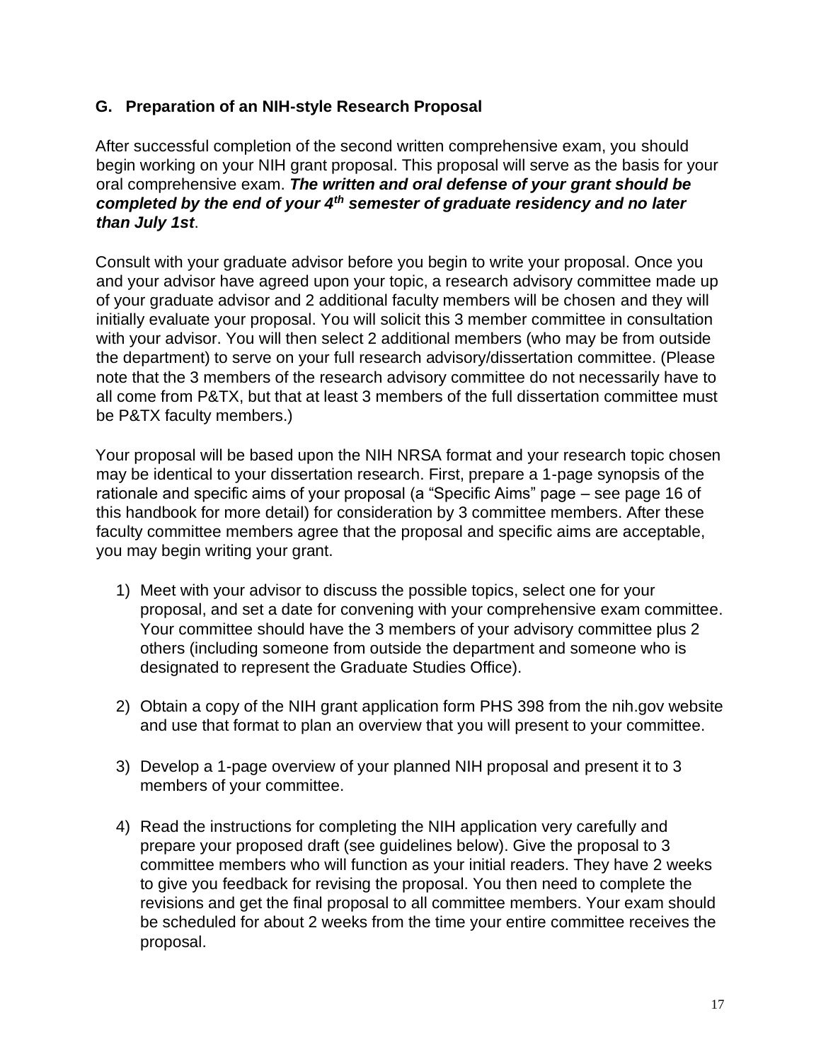## G. Preparation of an NIH-style Research Proposal

After successful completion of the second written comprehensive exam, you should begin working on your NIH grant proposal. This proposal will serve as the basis for your oral comprehensive exam. ***The written and oral defense of your grant should be completed by the end of your 4th semester of graduate residency and no later than July 1st***.

Consult with your graduate advisor before you begin to write your proposal. Once you and your advisor have agreed upon your topic, a research advisory committee made up of your graduate advisor and 2 additional faculty members will be chosen and they will initially evaluate your proposal. You will solicit this 3 member committee in consultation with your advisor. You will then select 2 additional members (who may be from outside the department) to serve on your full research advisory/dissertation committee. (Please note that the 3 members of the research advisory committee do not necessarily have to all come from P&TX, but that at least 3 members of the full dissertation committee must be P&TX faculty members.)

Your proposal will be based upon the NIH NRSA format and your research topic chosen may be identical to your dissertation research. First, prepare a 1-page synopsis of the rationale and specific aims of your proposal (a "Specific Aims" page – see page 16 of this handbook for more detail) for consideration by 3 committee members. After these faculty committee members agree that the proposal and specific aims are acceptable, you may begin writing your grant.

1) Meet with your advisor to discuss the possible topics, select one for your proposal, and set a date for convening with your comprehensive exam committee. Your committee should have the 3 members of your advisory committee plus 2 others (including someone from outside the department and someone who is designated to represent the Graduate Studies Office).

2) Obtain a copy of the NIH grant application form PHS 398 from the nih.gov website and use that format to plan an overview that you will present to your committee.

3) Develop a 1-page overview of your planned NIH proposal and present it to 3 members of your committee.

4) Read the instructions for completing the NIH application very carefully and prepare your proposed draft (see guidelines below). Give the proposal to 3 committee members who will function as your initial readers. They have 2 weeks to give you feedback for revising the proposal. You then need to complete the revisions and get the final proposal to all committee members. Your exam should be scheduled for about 2 weeks from the time your entire committee receives the proposal.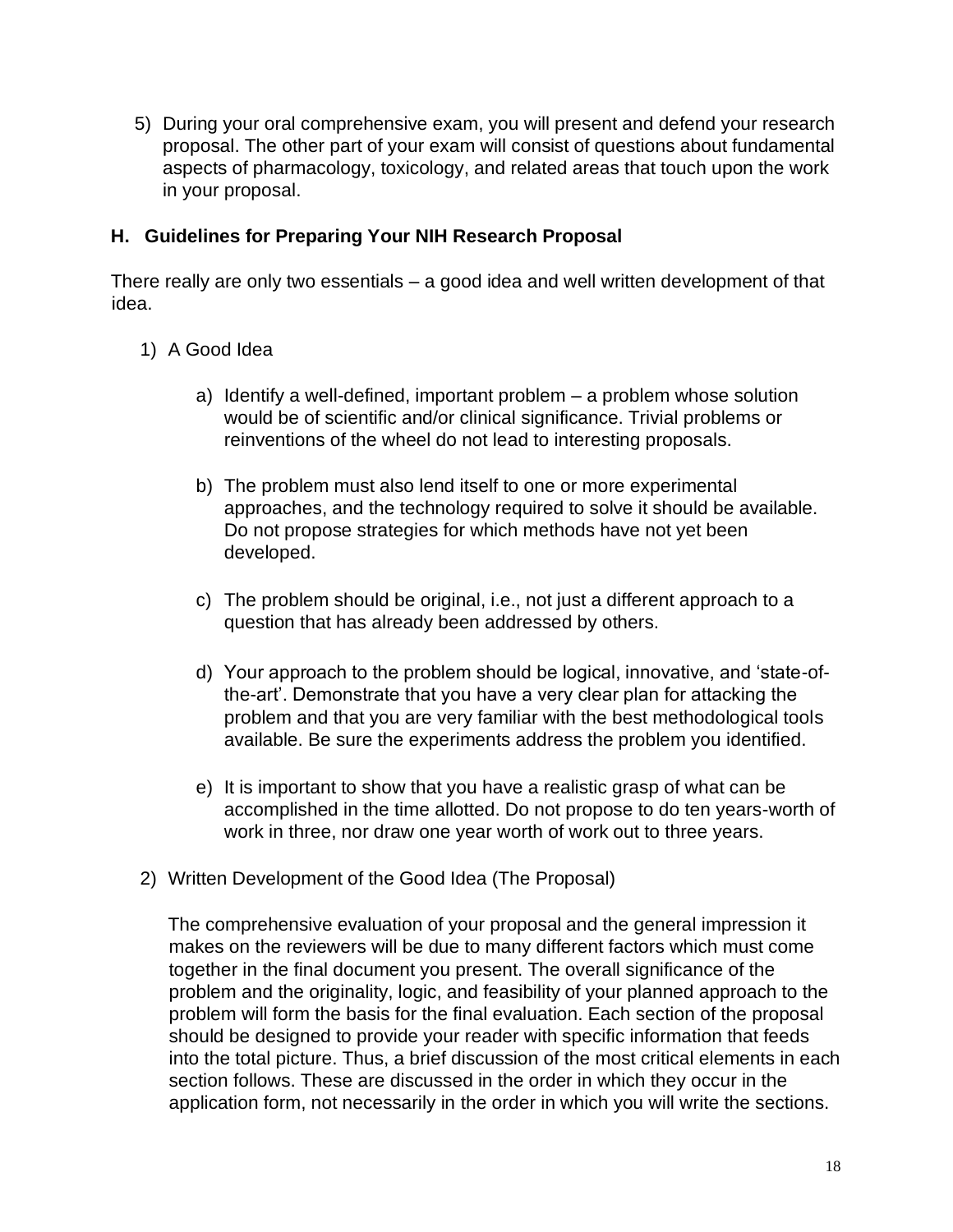5) During your oral comprehensive exam, you will present and defend your research proposal. The other part of your exam will consist of questions about fundamental aspects of pharmacology, toxicology, and related areas that touch upon the work in your proposal.

### H. Guidelines for Preparing Your NIH Research Proposal

There really are only two essentials – a good idea and well written development of that idea.

1) A Good Idea

    a) Identify a well-defined, important problem – a problem whose solution would be of scientific and/or clinical significance. Trivial problems or reinventions of the wheel do not lead to interesting proposals.

    b) The problem must also lend itself to one or more experimental approaches, and the technology required to solve it should be available. Do not propose strategies for which methods have not yet been developed.

    c) The problem should be original, i.e., not just a different approach to a question that has already been addressed by others.

    d) Your approach to the problem should be logical, innovative, and 'state-of-the-art'. Demonstrate that you have a very clear plan for attacking the problem and that you are very familiar with the best methodological tools available. Be sure the experiments address the problem you identified.

    e) It is important to show that you have a realistic grasp of what can be accomplished in the time allotted. Do not propose to do ten years-worth of work in three, nor draw one year worth of work out to three years.

2) Written Development of the Good Idea (The Proposal)

    The comprehensive evaluation of your proposal and the general impression it makes on the reviewers will be due to many different factors which must come together in the final document you present. The overall significance of the problem and the originality, logic, and feasibility of your planned approach to the problem will form the basis for the final evaluation. Each section of the proposal should be designed to provide your reader with specific information that feeds into the total picture. Thus, a brief discussion of the most critical elements in each section follows. These are discussed in the order in which they occur in the application form, not necessarily in the order in which you will write the sections.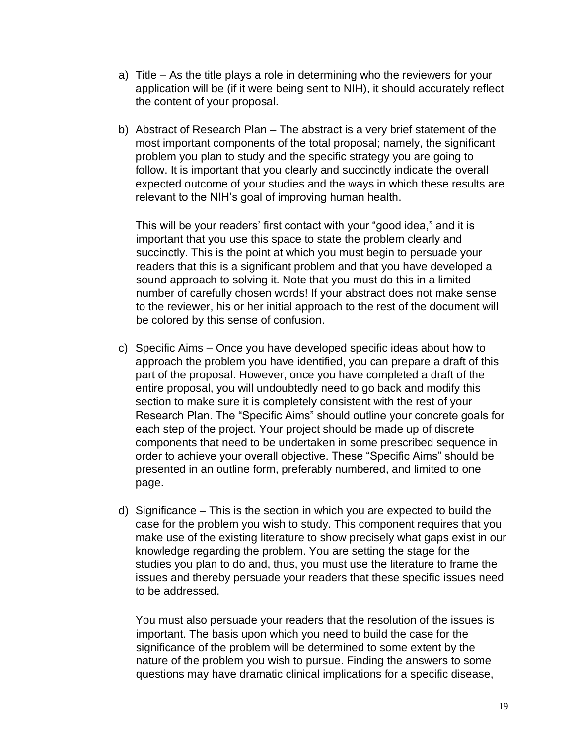a) Title – As the title plays a role in determining who the reviewers for your application will be (if it were being sent to NIH), it should accurately reflect the content of your proposal.

b) Abstract of Research Plan – The abstract is a very brief statement of the most important components of the total proposal; namely, the significant problem you plan to study and the specific strategy you are going to follow. It is important that you clearly and succinctly indicate the overall expected outcome of your studies and the ways in which these results are relevant to the NIH's goal of improving human health.

   This will be your readers' first contact with your "good idea," and it is important that you use this space to state the problem clearly and succinctly. This is the point at which you must begin to persuade your readers that this is a significant problem and that you have developed a sound approach to solving it. Note that you must do this in a limited number of carefully chosen words! If your abstract does not make sense to the reviewer, his or her initial approach to the rest of the document will be colored by this sense of confusion.

c) Specific Aims – Once you have developed specific ideas about how to approach the problem you have identified, you can prepare a draft of this part of the proposal. However, once you have completed a draft of the entire proposal, you will undoubtedly need to go back and modify this section to make sure it is completely consistent with the rest of your Research Plan. The "Specific Aims" should outline your concrete goals for each step of the project. Your project should be made up of discrete components that need to be undertaken in some prescribed sequence in order to achieve your overall objective. These "Specific Aims" should be presented in an outline form, preferably numbered, and limited to one page.

d) Significance – This is the section in which you are expected to build the case for the problem you wish to study. This component requires that you make use of the existing literature to show precisely what gaps exist in our knowledge regarding the problem. You are setting the stage for the studies you plan to do and, thus, you must use the literature to frame the issues and thereby persuade your readers that these specific issues need to be addressed.

   You must also persuade your readers that the resolution of the issues is important. The basis upon which you need to build the case for the significance of the problem will be determined to some extent by the nature of the problem you wish to pursue. Finding the answers to some questions may have dramatic clinical implications for a specific disease,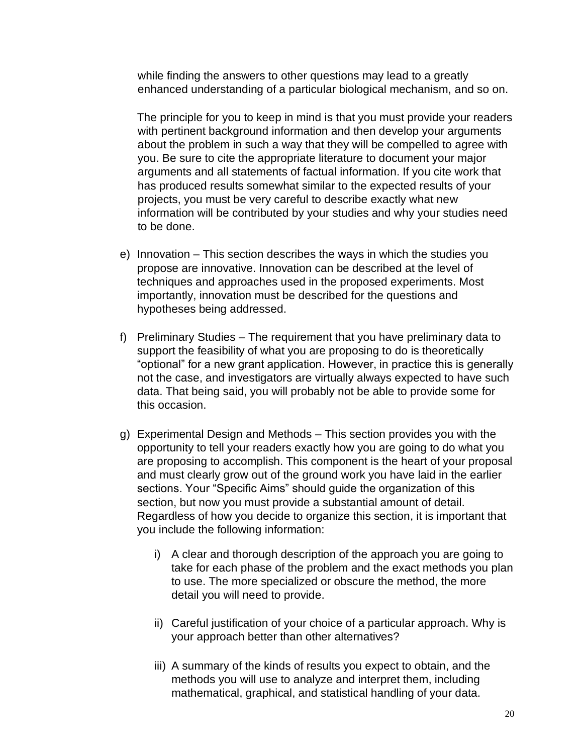while finding the answers to other questions may lead to a greatly enhanced understanding of a particular biological mechanism, and so on.

The principle for you to keep in mind is that you must provide your readers with pertinent background information and then develop your arguments about the problem in such a way that they will be compelled to agree with you. Be sure to cite the appropriate literature to document your major arguments and all statements of factual information. If you cite work that has produced results somewhat similar to the expected results of your projects, you must be very careful to describe exactly what new information will be contributed by your studies and why your studies need to be done.

e) Innovation – This section describes the ways in which the studies you propose are innovative. Innovation can be described at the level of techniques and approaches used in the proposed experiments. Most importantly, innovation must be described for the questions and hypotheses being addressed.

f) Preliminary Studies – The requirement that you have preliminary data to support the feasibility of what you are proposing to do is theoretically "optional" for a new grant application. However, in practice this is generally not the case, and investigators are virtually always expected to have such data. That being said, you will probably not be able to provide some for this occasion.

g) Experimental Design and Methods – This section provides you with the opportunity to tell your readers exactly how you are going to do what you are proposing to accomplish. This component is the heart of your proposal and must clearly grow out of the ground work you have laid in the earlier sections. Your "Specific Aims" should guide the organization of this section, but now you must provide a substantial amount of detail. Regardless of how you decide to organize this section, it is important that you include the following information:

   i) A clear and thorough description of the approach you are going to take for each phase of the problem and the exact methods you plan to use. The more specialized or obscure the method, the more detail you will need to provide.

   ii) Careful justification of your choice of a particular approach. Why is your approach better than other alternatives?

   iii) A summary of the kinds of results you expect to obtain, and the methods you will use to analyze and interpret them, including mathematical, graphical, and statistical handling of your data.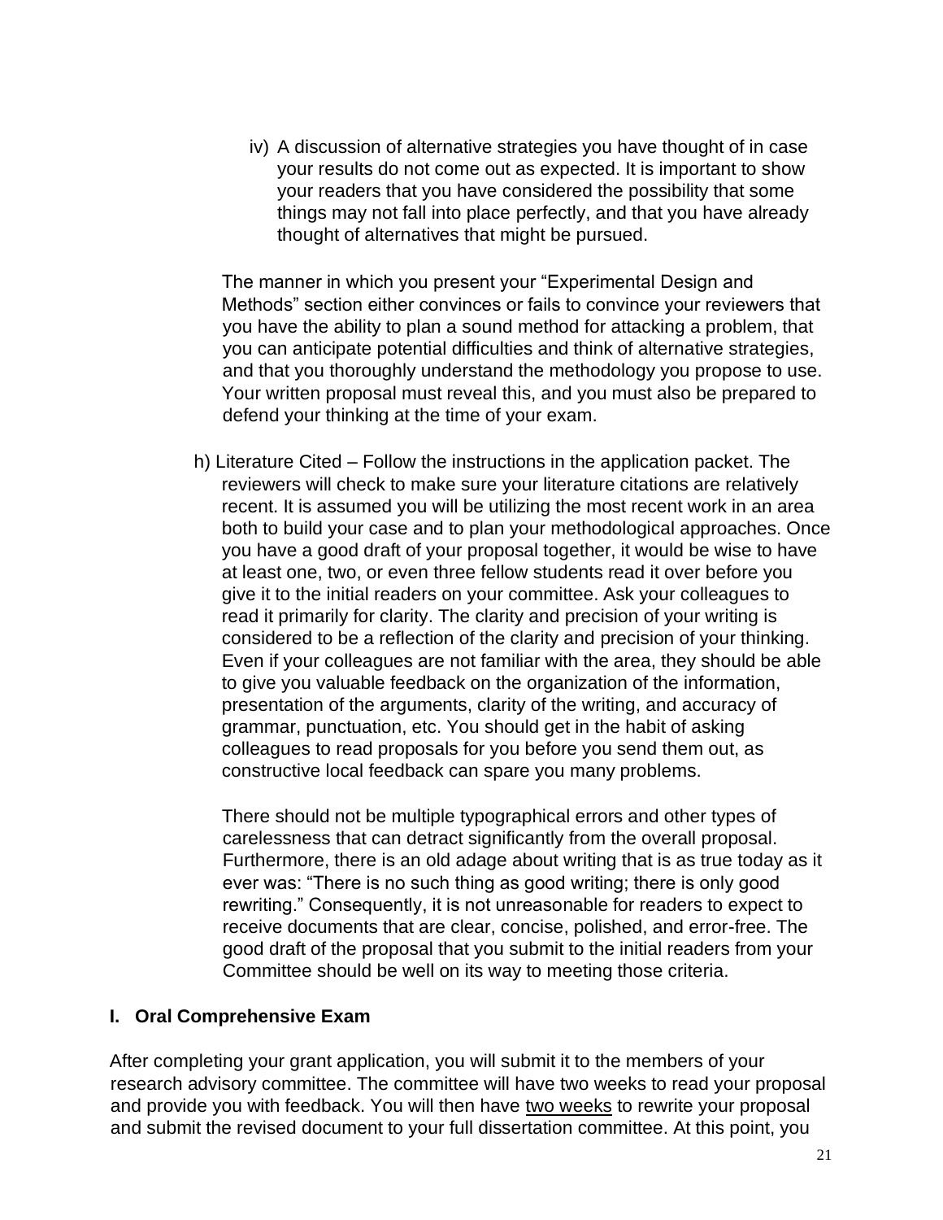iv) A discussion of alternative strategies you have thought of in case your results do not come out as expected. It is important to show your readers that you have considered the possibility that some things may not fall into place perfectly, and that you have already thought of alternatives that might be pursued.

The manner in which you present your "Experimental Design and Methods" section either convinces or fails to convince your reviewers that you have the ability to plan a sound method for attacking a problem, that you can anticipate potential difficulties and think of alternative strategies, and that you thoroughly understand the methodology you propose to use. Your written proposal must reveal this, and you must also be prepared to defend your thinking at the time of your exam.

h) Literature Cited – Follow the instructions in the application packet. The reviewers will check to make sure your literature citations are relatively recent. It is assumed you will be utilizing the most recent work in an area both to build your case and to plan your methodological approaches. Once you have a good draft of your proposal together, it would be wise to have at least one, two, or even three fellow students read it over before you give it to the initial readers on your committee. Ask your colleagues to read it primarily for clarity. The clarity and precision of your writing is considered to be a reflection of the clarity and precision of your thinking. Even if your colleagues are not familiar with the area, they should be able to give you valuable feedback on the organization of the information, presentation of the arguments, clarity of the writing, and accuracy of grammar, punctuation, etc. You should get in the habit of asking colleagues to read proposals for you before you send them out, as constructive local feedback can spare you many problems.

There should not be multiple typographical errors and other types of carelessness that can detract significantly from the overall proposal. Furthermore, there is an old adage about writing that is as true today as it ever was: "There is no such thing as good writing; there is only good rewriting." Consequently, it is not unreasonable for readers to expect to receive documents that are clear, concise, polished, and error-free. The good draft of the proposal that you submit to the initial readers from your Committee should be well on its way to meeting those criteria.

### I. Oral Comprehensive Exam

After completing your grant application, you will submit it to the members of your research advisory committee. The committee will have two weeks to read your proposal and provide you with feedback. You will then have two weeks to rewrite your proposal and submit the revised document to your full dissertation committee. At this point, you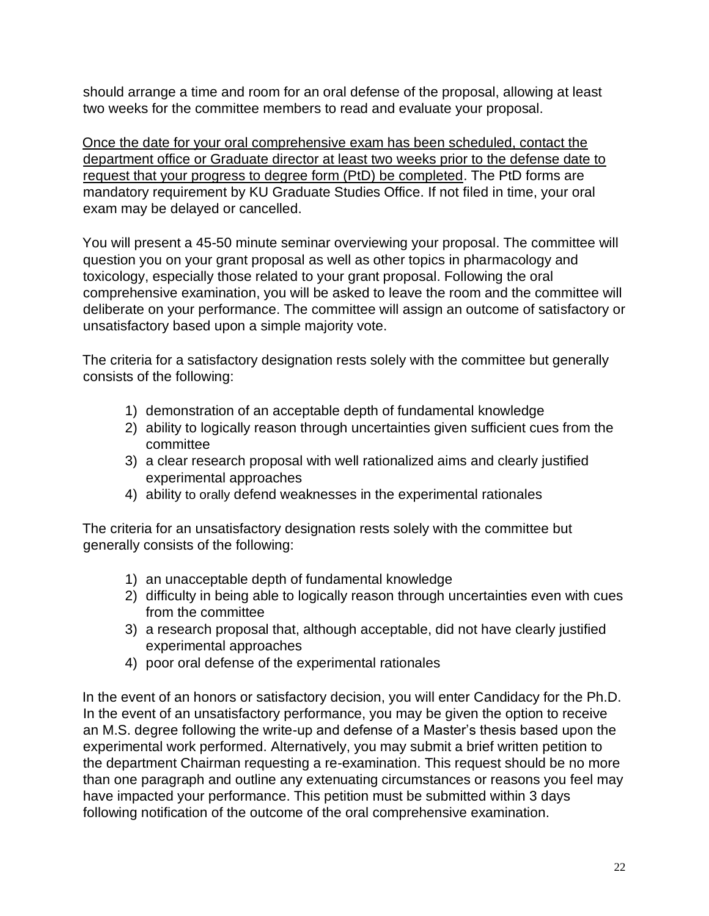should arrange a time and room for an oral defense of the proposal, allowing at least two weeks for the committee members to read and evaluate your proposal.

<u>Once the date for your oral comprehensive exam has been scheduled, contact the department office or Graduate director at least two weeks prior to the defense date to request that your progress to degree form (PtD) be completed</u>. The PtD forms are mandatory requirement by KU Graduate Studies Office. If not filed in time, your oral exam may be delayed or cancelled.

You will present a 45-50 minute seminar overviewing your proposal. The committee will question you on your grant proposal as well as other topics in pharmacology and toxicology, especially those related to your grant proposal. Following the oral comprehensive examination, you will be asked to leave the room and the committee will deliberate on your performance. The committee will assign an outcome of satisfactory or unsatisfactory based upon a simple majority vote.

The criteria for a satisfactory designation rests solely with the committee but generally consists of the following:

1) demonstration of an acceptable depth of fundamental knowledge
2) ability to logically reason through uncertainties given sufficient cues from the committee
3) a clear research proposal with well rationalized aims and clearly justified experimental approaches
4) ability to orally defend weaknesses in the experimental rationales

The criteria for an unsatisfactory designation rests solely with the committee but generally consists of the following:

1) an unacceptable depth of fundamental knowledge
2) difficulty in being able to logically reason through uncertainties even with cues from the committee
3) a research proposal that, although acceptable, did not have clearly justified experimental approaches
4) poor oral defense of the experimental rationales

In the event of an honors or satisfactory decision, you will enter Candidacy for the Ph.D. In the event of an unsatisfactory performance, you may be given the option to receive an M.S. degree following the write-up and defense of a Master's thesis based upon the experimental work performed. Alternatively, you may submit a brief written petition to the department Chairman requesting a re-examination. This request should be no more than one paragraph and outline any extenuating circumstances or reasons you feel may have impacted your performance. This petition must be submitted within 3 days following notification of the outcome of the oral comprehensive examination.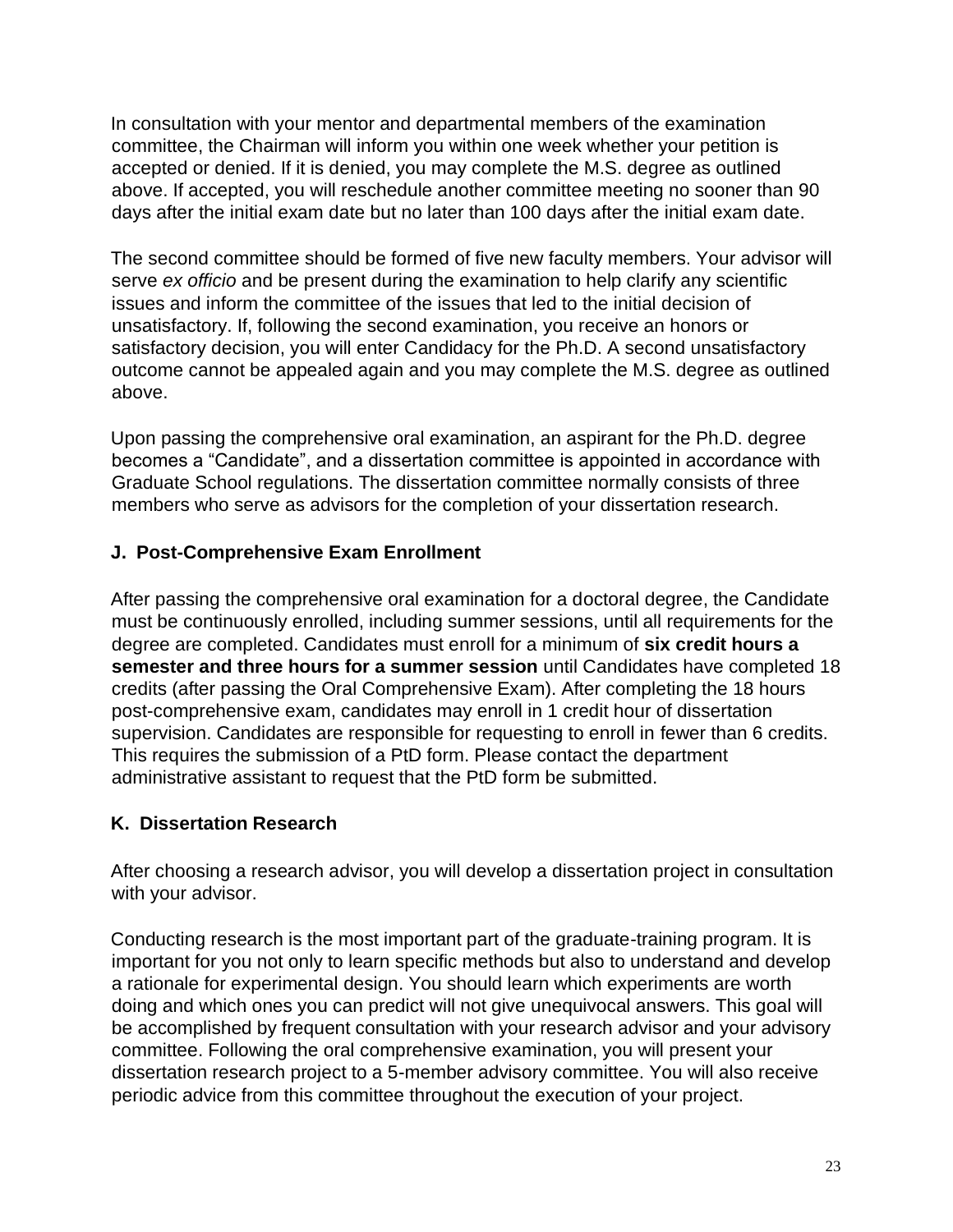In consultation with your mentor and departmental members of the examination committee, the Chairman will inform you within one week whether your petition is accepted or denied. If it is denied, you may complete the M.S. degree as outlined above. If accepted, you will reschedule another committee meeting no sooner than 90 days after the initial exam date but no later than 100 days after the initial exam date.

The second committee should be formed of five new faculty members. Your advisor will serve *ex officio* and be present during the examination to help clarify any scientific issues and inform the committee of the issues that led to the initial decision of unsatisfactory. If, following the second examination, you receive an honors or satisfactory decision, you will enter Candidacy for the Ph.D. A second unsatisfactory outcome cannot be appealed again and you may complete the M.S. degree as outlined above.

Upon passing the comprehensive oral examination, an aspirant for the Ph.D. degree becomes a “Candidate”, and a dissertation committee is appointed in accordance with Graduate School regulations. The dissertation committee normally consists of three members who serve as advisors for the completion of your dissertation research.

### J. Post-Comprehensive Exam Enrollment

After passing the comprehensive oral examination for a doctoral degree, the Candidate must be continuously enrolled, including summer sessions, until all requirements for the degree are completed. Candidates must enroll for a minimum of **six credit hours a semester and three hours for a summer session** until Candidates have completed 18 credits (after passing the Oral Comprehensive Exam). After completing the 18 hours post-comprehensive exam, candidates may enroll in 1 credit hour of dissertation supervision. Candidates are responsible for requesting to enroll in fewer than 6 credits. This requires the submission of a PtD form. Please contact the department administrative assistant to request that the PtD form be submitted.

### K. Dissertation Research

After choosing a research advisor, you will develop a dissertation project in consultation with your advisor.

Conducting research is the most important part of the graduate-training program. It is important for you not only to learn specific methods but also to understand and develop a rationale for experimental design. You should learn which experiments are worth doing and which ones you can predict will not give unequivocal answers. This goal will be accomplished by frequent consultation with your research advisor and your advisory committee. Following the oral comprehensive examination, you will present your dissertation research project to a 5-member advisory committee. You will also receive periodic advice from this committee throughout the execution of your project.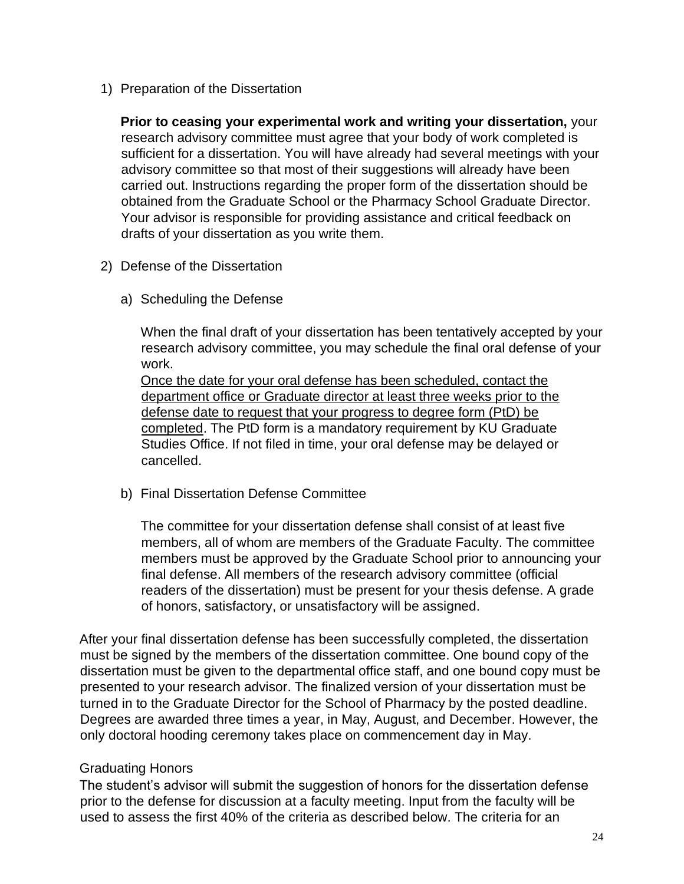1) Preparation of the Dissertation

   **Prior to ceasing your experimental work and writing your dissertation,** your research advisory committee must agree that your body of work completed is sufficient for a dissertation. You will have already had several meetings with your advisory committee so that most of their suggestions will already have been carried out. Instructions regarding the proper form of the dissertation should be obtained from the Graduate School or the Pharmacy School Graduate Director. Your advisor is responsible for providing assistance and critical feedback on drafts of your dissertation as you write them.

2) Defense of the Dissertation

   a) Scheduling the Defense

      When the final draft of your dissertation has been tentatively accepted by your research advisory committee, you may schedule the final oral defense of your work.
      <u>Once the date for your oral defense has been scheduled, contact the department office or Graduate director at least three weeks prior to the defense date to request that your progress to degree form (PtD) be completed</u>. The PtD form is a mandatory requirement by KU Graduate Studies Office. If not filed in time, your oral defense may be delayed or cancelled.

   b) Final Dissertation Defense Committee

      The committee for your dissertation defense shall consist of at least five members, all of whom are members of the Graduate Faculty. The committee members must be approved by the Graduate School prior to announcing your final defense. All members of the research advisory committee (official readers of the dissertation) must be present for your thesis defense. A grade of honors, satisfactory, or unsatisfactory will be assigned.

After your final dissertation defense has been successfully completed, the dissertation must be signed by the members of the dissertation committee. One bound copy of the dissertation must be given to the departmental office staff, and one bound copy must be presented to your research advisor. The finalized version of your dissertation must be turned in to the Graduate Director for the School of Pharmacy by the posted deadline. Degrees are awarded three times a year, in May, August, and December. However, the only doctoral hooding ceremony takes place on commencement day in May.

Graduating Honors

The student's advisor will submit the suggestion of honors for the dissertation defense prior to the defense for discussion at a faculty meeting. Input from the faculty will be used to assess the first 40% of the criteria as described below. The criteria for an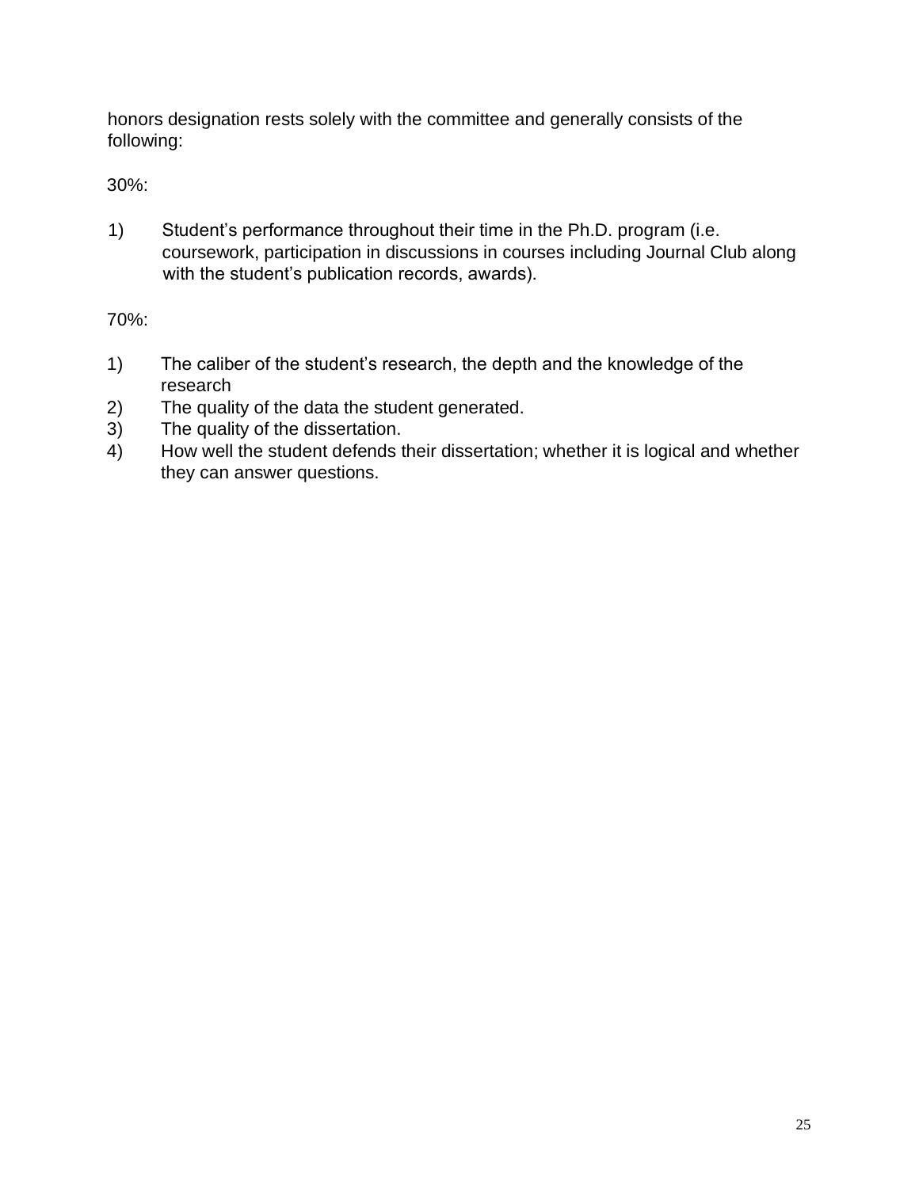honors designation rests solely with the committee and generally consists of the following:

30%:

1) Student's performance throughout their time in the Ph.D. program (i.e. coursework, participation in discussions in courses including Journal Club along with the student's publication records, awards).

70%:

1) The caliber of the student's research, the depth and the knowledge of the research
2) The quality of the data the student generated.
3) The quality of the dissertation.
4) How well the student defends their dissertation; whether it is logical and whether they can answer questions.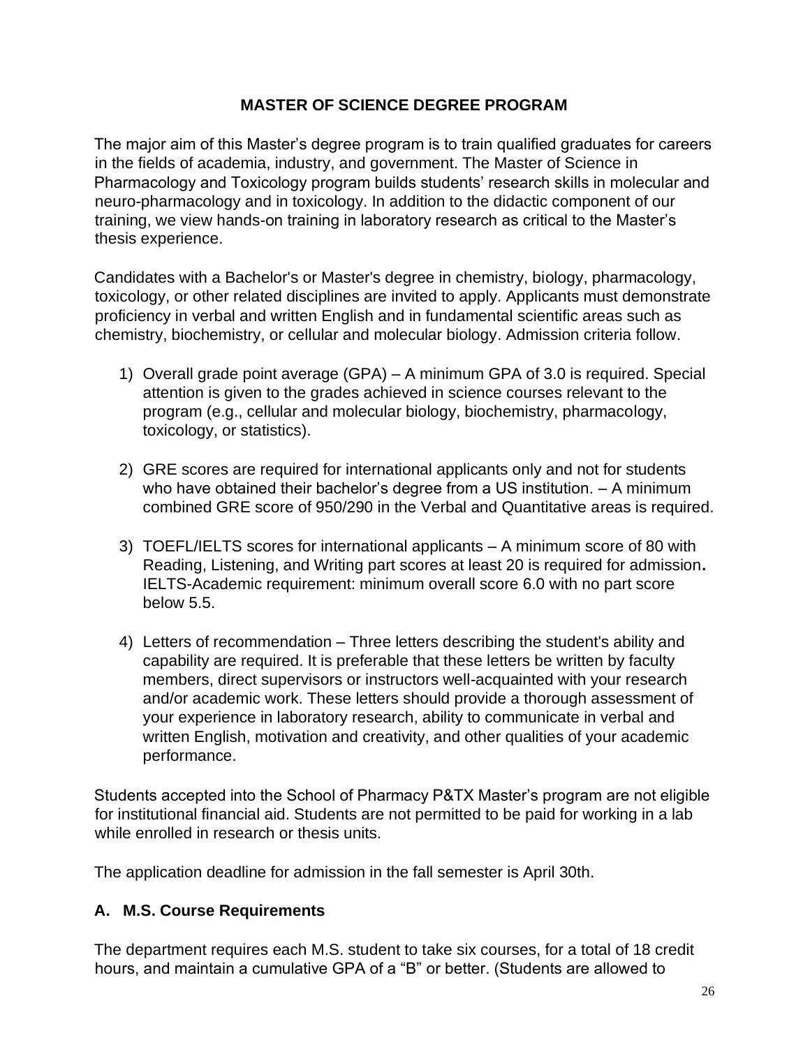## MASTER OF SCIENCE DEGREE PROGRAM

The major aim of this Master's degree program is to train qualified graduates for careers in the fields of academia, industry, and government. The Master of Science in Pharmacology and Toxicology program builds students' research skills in molecular and neuro-pharmacology and in toxicology. In addition to the didactic component of our training, we view hands-on training in laboratory research as critical to the Master's thesis experience.

Candidates with a Bachelor's or Master's degree in chemistry, biology, pharmacology, toxicology, or other related disciplines are invited to apply. Applicants must demonstrate proficiency in verbal and written English and in fundamental scientific areas such as chemistry, biochemistry, or cellular and molecular biology. Admission criteria follow.

1) Overall grade point average (GPA) – A minimum GPA of 3.0 is required. Special attention is given to the grades achieved in science courses relevant to the program (e.g., cellular and molecular biology, biochemistry, pharmacology, toxicology, or statistics).

2) GRE scores are required for international applicants only and not for students who have obtained their bachelor's degree from a US institution. – A minimum combined GRE score of 950/290 in the Verbal and Quantitative areas is required.

3) TOEFL/IELTS scores for international applicants – A minimum score of 80 with Reading, Listening, and Writing part scores at least 20 is required for admission**.** IELTS-Academic requirement: minimum overall score 6.0 with no part score below 5.5.

4) Letters of recommendation – Three letters describing the student's ability and capability are required. It is preferable that these letters be written by faculty members, direct supervisors or instructors well-acquainted with your research and/or academic work. These letters should provide a thorough assessment of your experience in laboratory research, ability to communicate in verbal and written English, motivation and creativity, and other qualities of your academic performance.

Students accepted into the School of Pharmacy P&TX Master's program are not eligible for institutional financial aid. Students are not permitted to be paid for working in a lab while enrolled in research or thesis units.

The application deadline for admission in the fall semester is April 30th.

### A. M.S. Course Requirements

The department requires each M.S. student to take six courses, for a total of 18 credit hours, and maintain a cumulative GPA of a "B" or better. (Students are allowed to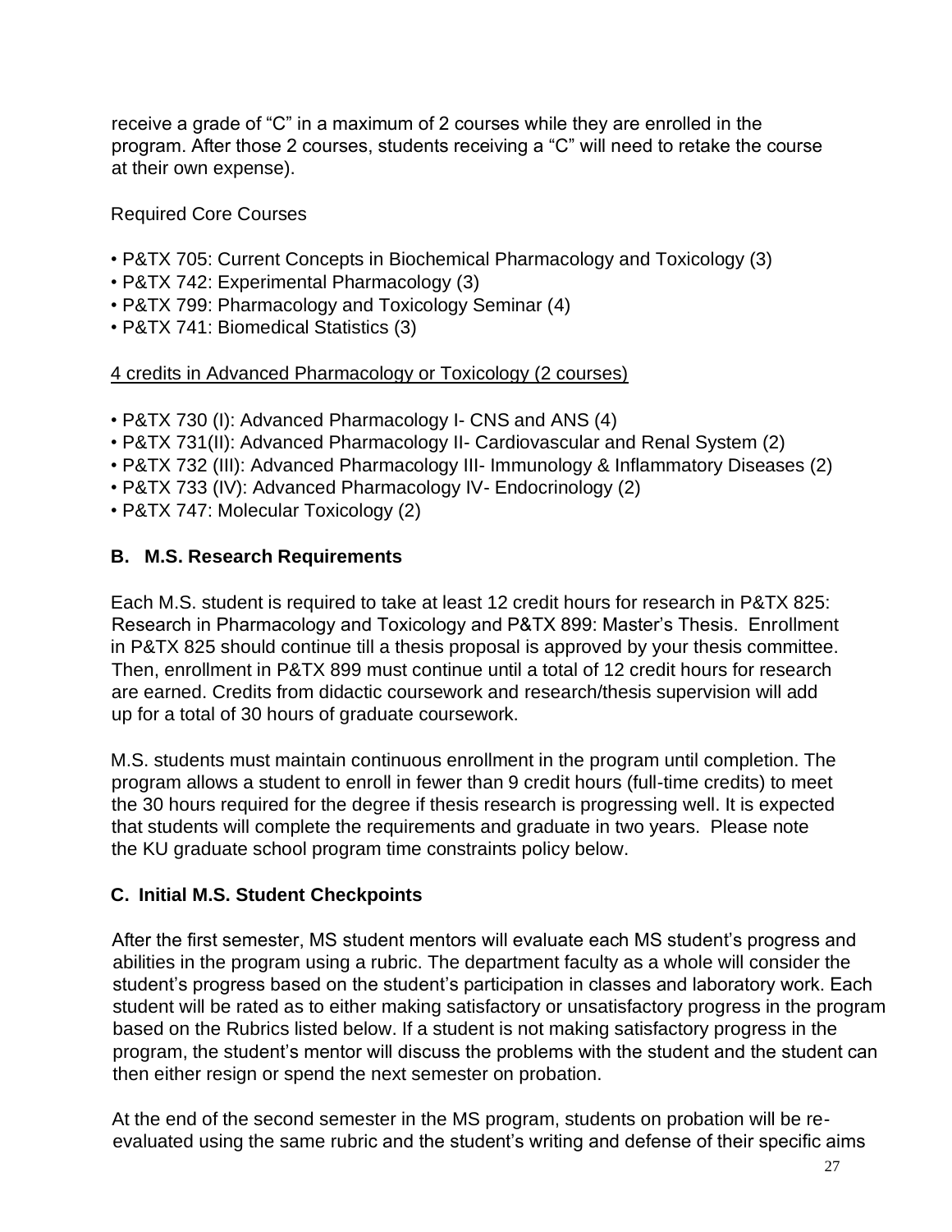receive a grade of "C" in a maximum of 2 courses while they are enrolled in the program. After those 2 courses, students receiving a "C" will need to retake the course at their own expense).

Required Core Courses

- P&TX 705: Current Concepts in Biochemical Pharmacology and Toxicology (3)
- P&TX 742: Experimental Pharmacology (3)
- P&TX 799: Pharmacology and Toxicology Seminar (4)
- P&TX 741: Biomedical Statistics (3)

<u>4 credits in Advanced Pharmacology or Toxicology (2 courses)</u>

- P&TX 730 (I): Advanced Pharmacology I- CNS and ANS (4)
- P&TX 731(II): Advanced Pharmacology II- Cardiovascular and Renal System (2)
- P&TX 732 (III): Advanced Pharmacology III- Immunology & Inflammatory Diseases (2)
- P&TX 733 (IV): Advanced Pharmacology IV- Endocrinology (2)
- P&TX 747: Molecular Toxicology (2)

### B. M.S. Research Requirements

Each M.S. student is required to take at least 12 credit hours for research in P&TX 825: Research in Pharmacology and Toxicology and P&TX 899: Master's Thesis. Enrollment in P&TX 825 should continue till a thesis proposal is approved by your thesis committee. Then, enrollment in P&TX 899 must continue until a total of 12 credit hours for research are earned. Credits from didactic coursework and research/thesis supervision will add up for a total of 30 hours of graduate coursework.

M.S. students must maintain continuous enrollment in the program until completion. The program allows a student to enroll in fewer than 9 credit hours (full-time credits) to meet the 30 hours required for the degree if thesis research is progressing well. It is expected that students will complete the requirements and graduate in two years. Please note the KU graduate school program time constraints policy below.

### C. Initial M.S. Student Checkpoints

After the first semester, MS student mentors will evaluate each MS student's progress and abilities in the program using a rubric. The department faculty as a whole will consider the student's progress based on the student's participation in classes and laboratory work. Each student will be rated as to either making satisfactory or unsatisfactory progress in the program based on the Rubrics listed below. If a student is not making satisfactory progress in the program, the student's mentor will discuss the problems with the student and the student can then either resign or spend the next semester on probation.

At the end of the second semester in the MS program, students on probation will be re-evaluated using the same rubric and the student's writing and defense of their specific aims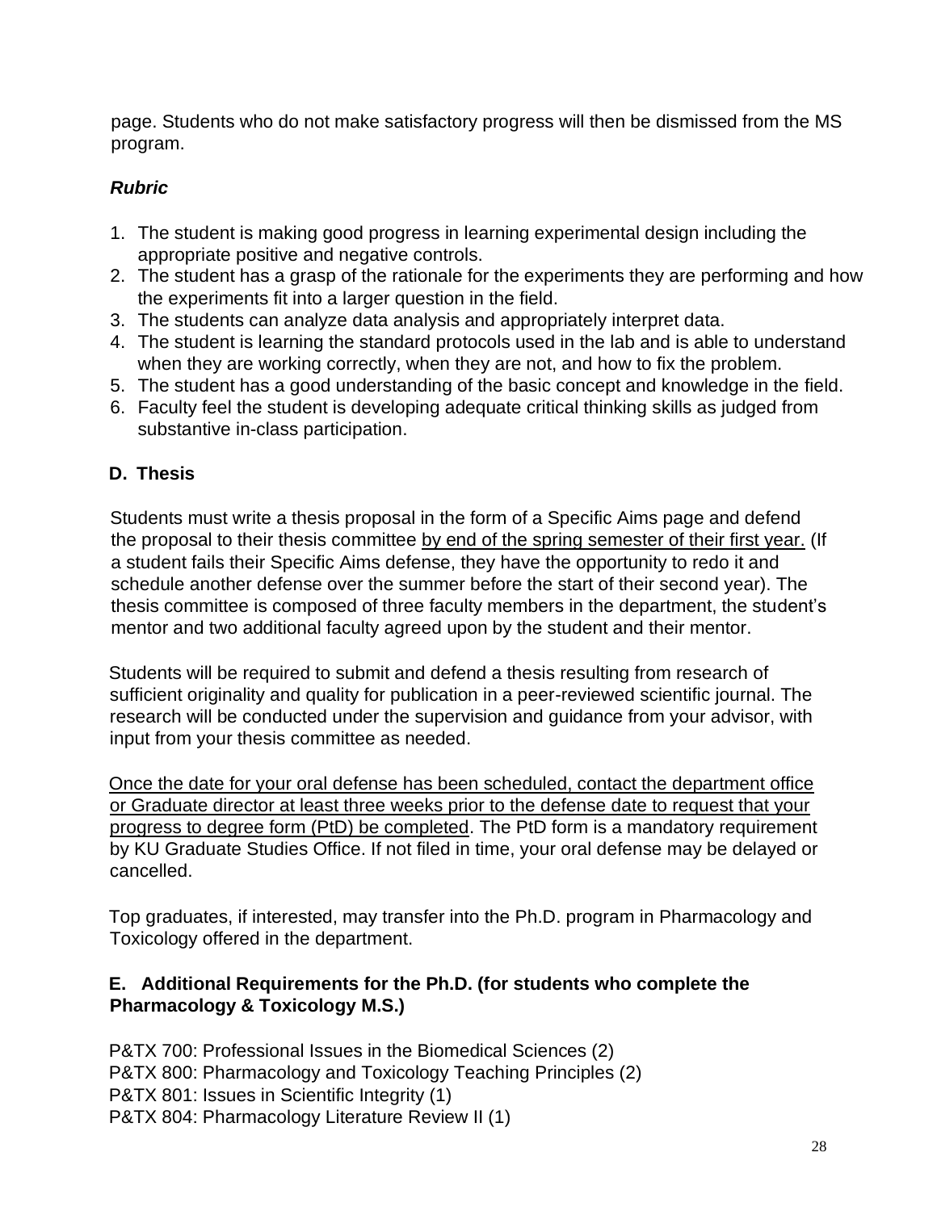page. Students who do not make satisfactory progress will then be dismissed from the MS program.

***Rubric***

1. The student is making good progress in learning experimental design including the appropriate positive and negative controls.
2. The student has a grasp of the rationale for the experiments they are performing and how the experiments fit into a larger question in the field.
3. The students can analyze data analysis and appropriately interpret data.
4. The student is learning the standard protocols used in the lab and is able to understand when they are working correctly, when they are not, and how to fix the problem.
5. The student has a good understanding of the basic concept and knowledge in the field.
6. Faculty feel the student is developing adequate critical thinking skills as judged from substantive in-class participation.

### D. Thesis

Students must write a thesis proposal in the form of a Specific Aims page and defend the proposal to their thesis committee <u>by end of the spring semester of their first year.</u> (If a student fails their Specific Aims defense, they have the opportunity to redo it and schedule another defense over the summer before the start of their second year). The thesis committee is composed of three faculty members in the department, the student's mentor and two additional faculty agreed upon by the student and their mentor.

Students will be required to submit and defend a thesis resulting from research of sufficient originality and quality for publication in a peer-reviewed scientific journal. The research will be conducted under the supervision and guidance from your advisor, with input from your thesis committee as needed.

<u>Once the date for your oral defense has been scheduled, contact the department office or Graduate director at least three weeks prior to the defense date to request that your progress to degree form (PtD) be completed</u>. The PtD form is a mandatory requirement by KU Graduate Studies Office. If not filed in time, your oral defense may be delayed or cancelled.

Top graduates, if interested, may transfer into the Ph.D. program in Pharmacology and Toxicology offered in the department.

### E. Additional Requirements for the Ph.D. (for students who complete the Pharmacology & Toxicology M.S.)

P&TX 700: Professional Issues in the Biomedical Sciences (2)
P&TX 800: Pharmacology and Toxicology Teaching Principles (2)
P&TX 801: Issues in Scientific Integrity (1)
P&TX 804: Pharmacology Literature Review II (1)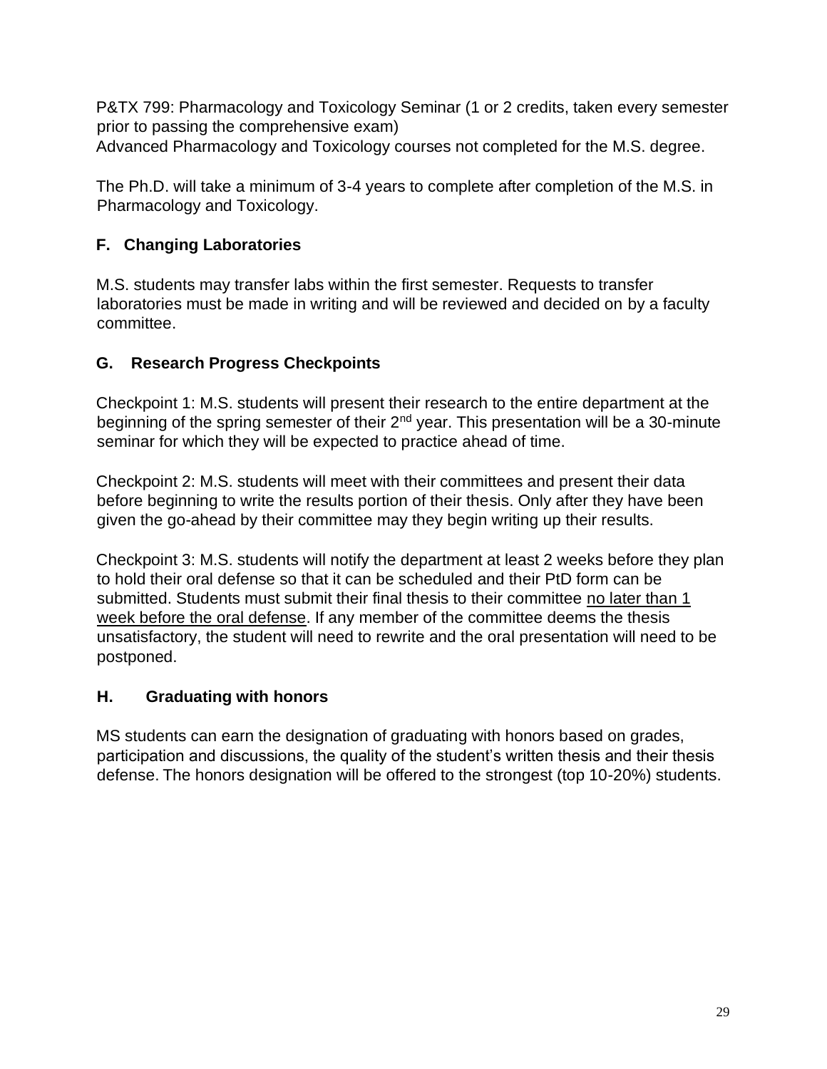P&TX 799: Pharmacology and Toxicology Seminar (1 or 2 credits, taken every semester prior to passing the comprehensive exam)
Advanced Pharmacology and Toxicology courses not completed for the M.S. degree.

The Ph.D. will take a minimum of 3-4 years to complete after completion of the M.S. in Pharmacology and Toxicology.

### F. Changing Laboratories

M.S. students may transfer labs within the first semester. Requests to transfer laboratories must be made in writing and will be reviewed and decided on by a faculty committee.

### G. Research Progress Checkpoints

Checkpoint 1: M.S. students will present their research to the entire department at the beginning of the spring semester of their 2nd year. This presentation will be a 30-minute seminar for which they will be expected to practice ahead of time.

Checkpoint 2: M.S. students will meet with their committees and present their data before beginning to write the results portion of their thesis. Only after they have been given the go-ahead by their committee may they begin writing up their results.

Checkpoint 3: M.S. students will notify the department at least 2 weeks before they plan to hold their oral defense so that it can be scheduled and their PtD form can be submitted. Students must submit their final thesis to their committee <u>no later than 1 week before the oral defense</u>. If any member of the committee deems the thesis unsatisfactory, the student will need to rewrite and the oral presentation will need to be postponed.

### H. Graduating with honors

MS students can earn the designation of graduating with honors based on grades, participation and discussions, the quality of the student's written thesis and their thesis defense. The honors designation will be offered to the strongest (top 10-20%) students.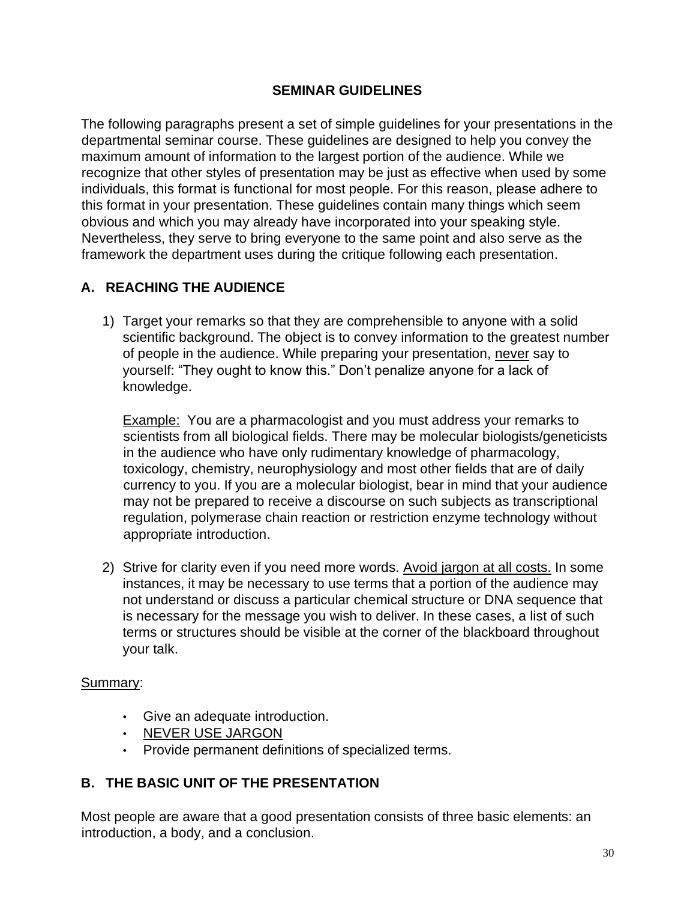# SEMINAR GUIDELINES

The following paragraphs present a set of simple guidelines for your presentations in the departmental seminar course. These guidelines are designed to help you convey the maximum amount of information to the largest portion of the audience. While we recognize that other styles of presentation may be just as effective when used by some individuals, this format is functional for most people. For this reason, please adhere to this format in your presentation. These guidelines contain many things which seem obvious and which you may already have incorporated into your speaking style. Nevertheless, they serve to bring everyone to the same point and also serve as the framework the department uses during the critique following each presentation.

## A. REACHING THE AUDIENCE

1) Target your remarks so that they are comprehensible to anyone with a solid scientific background. The object is to convey information to the greatest number of people in the audience. While preparing your presentation, <u>never</u> say to yourself: "They ought to know this." Don't penalize anyone for a lack of knowledge.

   <u>Example:</u> You are a pharmacologist and you must address your remarks to scientists from all biological fields. There may be molecular biologists/geneticists in the audience who have only rudimentary knowledge of pharmacology, toxicology, chemistry, neurophysiology and most other fields that are of daily currency to you. If you are a molecular biologist, bear in mind that your audience may not be prepared to receive a discourse on such subjects as transcriptional regulation, polymerase chain reaction or restriction enzyme technology without appropriate introduction.

2) Strive for clarity even if you need more words. <u>Avoid jargon at all costs.</u> In some instances, it may be necessary to use terms that a portion of the audience may not understand or discuss a particular chemical structure or DNA sequence that is necessary for the message you wish to deliver. In these cases, a list of such terms or structures should be visible at the corner of the blackboard throughout your talk.

<u>Summary</u>:

- Give an adequate introduction.
- <u>NEVER USE JARGON</u>
- Provide permanent definitions of specialized terms.

## B. THE BASIC UNIT OF THE PRESENTATION

Most people are aware that a good presentation consists of three basic elements: an introduction, a body, and a conclusion.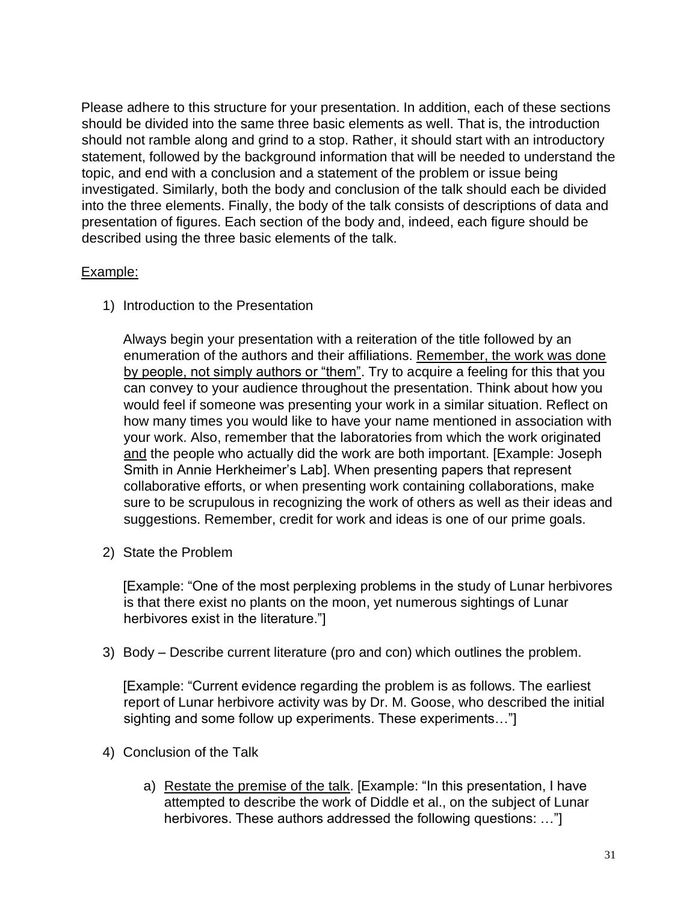Please adhere to this structure for your presentation. In addition, each of these sections should be divided into the same three basic elements as well. That is, the introduction should not ramble along and grind to a stop. Rather, it should start with an introductory statement, followed by the background information that will be needed to understand the topic, and end with a conclusion and a statement of the problem or issue being investigated. Similarly, both the body and conclusion of the talk should each be divided into the three elements. Finally, the body of the talk consists of descriptions of data and presentation of figures. Each section of the body and, indeed, each figure should be described using the three basic elements of the talk.

<u>Example:</u>

1) Introduction to the Presentation

   Always begin your presentation with a reiteration of the title followed by an enumeration of the authors and their affiliations. <u>Remember, the work was done by people, not simply authors or "them"</u>. Try to acquire a feeling for this that you can convey to your audience throughout the presentation. Think about how you would feel if someone was presenting your work in a similar situation. Reflect on how many times you would like to have your name mentioned in association with your work. Also, remember that the laboratories from which the work originated <u>and</u> the people who actually did the work are both important. [Example: Joseph Smith in Annie Herkheimer's Lab]. When presenting papers that represent collaborative efforts, or when presenting work containing collaborations, make sure to be scrupulous in recognizing the work of others as well as their ideas and suggestions. Remember, credit for work and ideas is one of our prime goals.

2) State the Problem

   [Example: "One of the most perplexing problems in the study of Lunar herbivores is that there exist no plants on the moon, yet numerous sightings of Lunar herbivores exist in the literature."]

3) Body – Describe current literature (pro and con) which outlines the problem.

   [Example: "Current evidence regarding the problem is as follows. The earliest report of Lunar herbivore activity was by Dr. M. Goose, who described the initial sighting and some follow up experiments. These experiments…"]

4) Conclusion of the Talk

   a) <u>Restate the premise of the talk</u>. [Example: "In this presentation, I have attempted to describe the work of Diddle et al., on the subject of Lunar herbivores. These authors addressed the following questions: …"]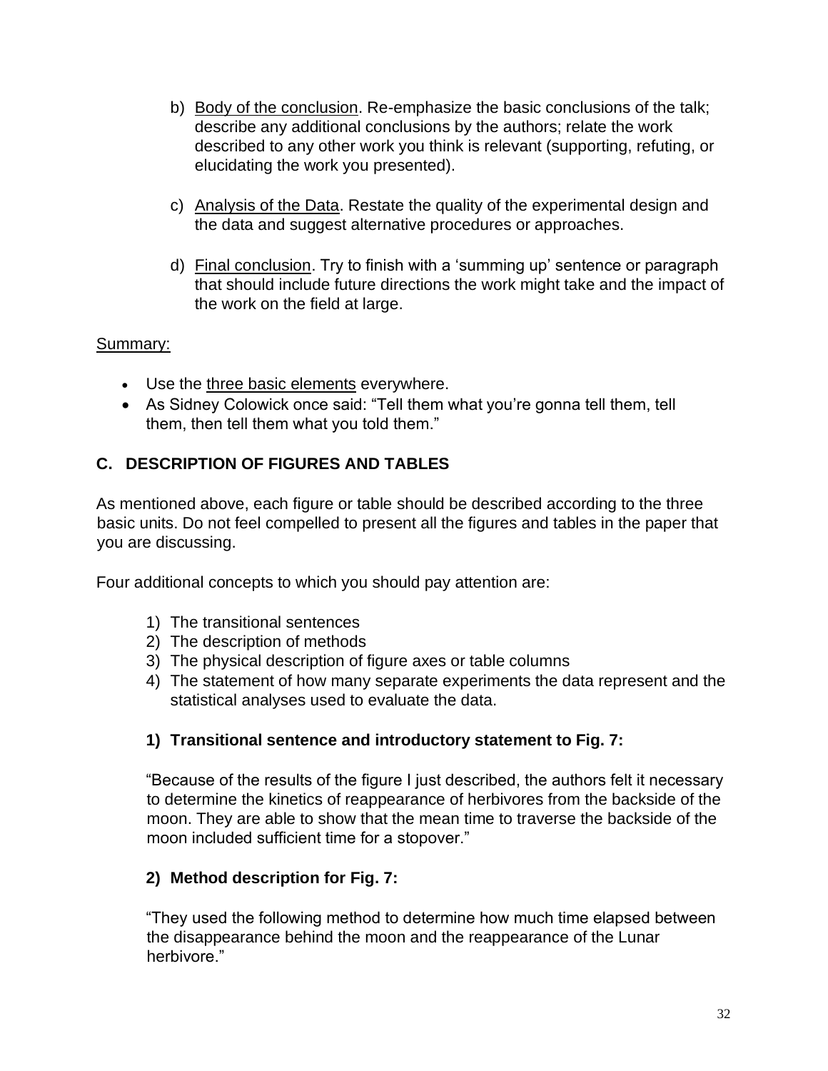b) <u>Body of the conclusion</u>. Re-emphasize the basic conclusions of the talk; describe any additional conclusions by the authors; relate the work described to any other work you think is relevant (supporting, refuting, or elucidating the work you presented).

c) <u>Analysis of the Data</u>. Restate the quality of the experimental design and the data and suggest alternative procedures or approaches.

d) <u>Final conclusion</u>. Try to finish with a 'summing up' sentence or paragraph that should include future directions the work might take and the impact of the work on the field at large.

<u>Summary:</u>

- Use the <u>three basic elements</u> everywhere.
- As Sidney Colowick once said: "Tell them what you're gonna tell them, tell them, then tell them what you told them."

## C. DESCRIPTION OF FIGURES AND TABLES

As mentioned above, each figure or table should be described according to the three basic units. Do not feel compelled to present all the figures and tables in the paper that you are discussing.

Four additional concepts to which you should pay attention are:

1) The transitional sentences
2) The description of methods
3) The physical description of figure axes or table columns
4) The statement of how many separate experiments the data represent and the statistical analyses used to evaluate the data.

### 1) Transitional sentence and introductory statement to Fig. 7:

"Because of the results of the figure I just described, the authors felt it necessary to determine the kinetics of reappearance of herbivores from the backside of the moon. They are able to show that the mean time to traverse the backside of the moon included sufficient time for a stopover."

### 2) Method description for Fig. 7:

"They used the following method to determine how much time elapsed between the disappearance behind the moon and the reappearance of the Lunar herbivore."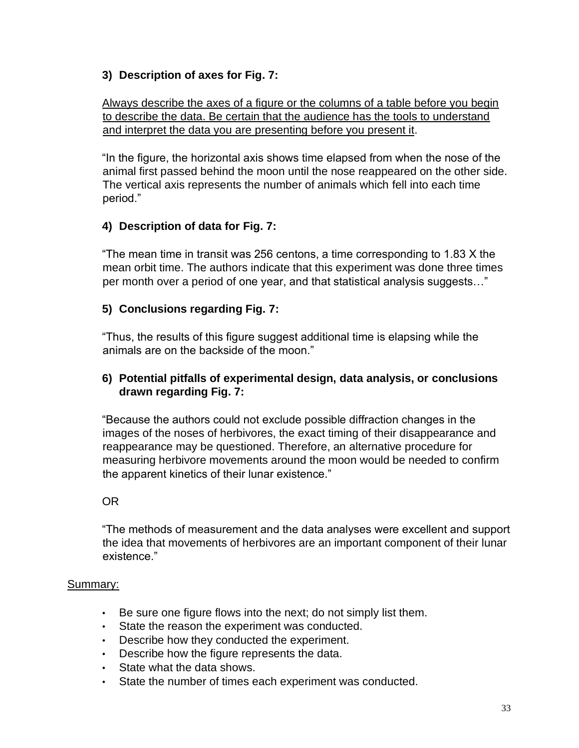### 3) Description of axes for Fig. 7:

<u>Always describe the axes of a figure or the columns of a table before you begin to describe the data. Be certain that the audience has the tools to understand and interpret the data you are presenting before you present it</u>.

"In the figure, the horizontal axis shows time elapsed from when the nose of the animal first passed behind the moon until the nose reappeared on the other side. The vertical axis represents the number of animals which fell into each time period."

### 4) Description of data for Fig. 7:

"The mean time in transit was 256 centons, a time corresponding to 1.83 X the mean orbit time. The authors indicate that this experiment was done three times per month over a period of one year, and that statistical analysis suggests…"

### 5) Conclusions regarding Fig. 7:

"Thus, the results of this figure suggest additional time is elapsing while the animals are on the backside of the moon."

### 6) Potential pitfalls of experimental design, data analysis, or conclusions drawn regarding Fig. 7:

"Because the authors could not exclude possible diffraction changes in the images of the noses of herbivores, the exact timing of their disappearance and reappearance may be questioned. Therefore, an alternative procedure for measuring herbivore movements around the moon would be needed to confirm the apparent kinetics of their lunar existence."

OR

"The methods of measurement and the data analyses were excellent and support the idea that movements of herbivores are an important component of their lunar existence."

<u>Summary:</u>

- Be sure one figure flows into the next; do not simply list them.
- State the reason the experiment was conducted.
- Describe how they conducted the experiment.
- Describe how the figure represents the data.
- State what the data shows.
- State the number of times each experiment was conducted.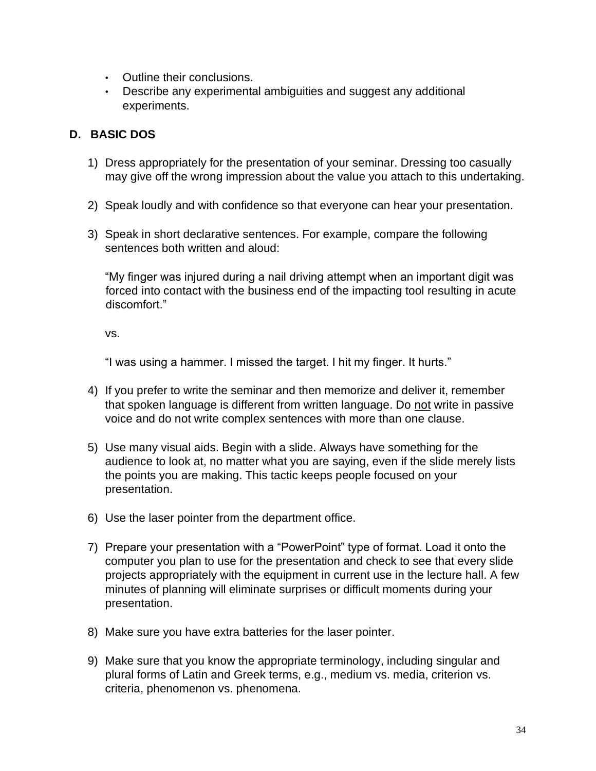- Outline their conclusions.
- Describe any experimental ambiguities and suggest any additional experiments.

### D. BASIC DOS

1) Dress appropriately for the presentation of your seminar. Dressing too casually may give off the wrong impression about the value you attach to this undertaking.

2) Speak loudly and with confidence so that everyone can hear your presentation.

3) Speak in short declarative sentences. For example, compare the following sentences both written and aloud:

   "My finger was injured during a nail driving attempt when an important digit was forced into contact with the business end of the impacting tool resulting in acute discomfort."

   vs.

   "I was using a hammer. I missed the target. I hit my finger. It hurts."

4) If you prefer to write the seminar and then memorize and deliver it, remember that spoken language is different from written language. Do <u>not</u> write in passive voice and do not write complex sentences with more than one clause.

5) Use many visual aids. Begin with a slide. Always have something for the audience to look at, no matter what you are saying, even if the slide merely lists the points you are making. This tactic keeps people focused on your presentation.

6) Use the laser pointer from the department office.

7) Prepare your presentation with a "PowerPoint" type of format. Load it onto the computer you plan to use for the presentation and check to see that every slide projects appropriately with the equipment in current use in the lecture hall. A few minutes of planning will eliminate surprises or difficult moments during your presentation.

8) Make sure you have extra batteries for the laser pointer.

9) Make sure that you know the appropriate terminology, including singular and plural forms of Latin and Greek terms, e.g., medium vs. media, criterion vs. criteria, phenomenon vs. phenomena.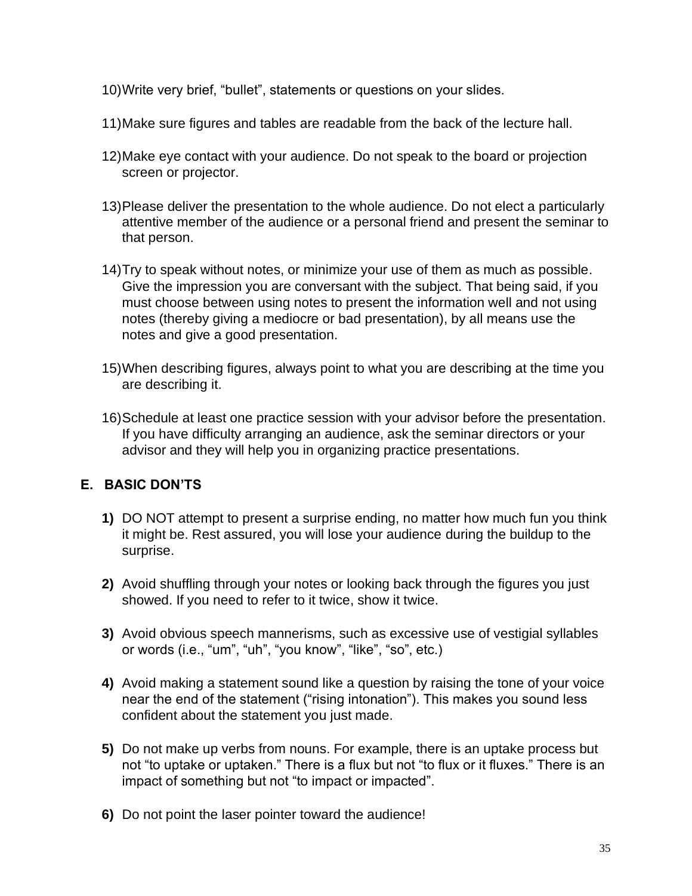10) Write very brief, "bullet", statements or questions on your slides.

11) Make sure figures and tables are readable from the back of the lecture hall.

12) Make eye contact with your audience. Do not speak to the board or projection screen or projector.

13) Please deliver the presentation to the whole audience. Do not elect a particularly attentive member of the audience or a personal friend and present the seminar to that person.

14) Try to speak without notes, or minimize your use of them as much as possible. Give the impression you are conversant with the subject. That being said, if you must choose between using notes to present the information well and not using notes (thereby giving a mediocre or bad presentation), by all means use the notes and give a good presentation.

15) When describing figures, always point to what you are describing at the time you are describing it.

16) Schedule at least one practice session with your advisor before the presentation. If you have difficulty arranging an audience, ask the seminar directors or your advisor and they will help you in organizing practice presentations.

### E. BASIC DON'TS

**1)** DO NOT attempt to present a surprise ending, no matter how much fun you think it might be. Rest assured, you will lose your audience during the buildup to the surprise.

**2)** Avoid shuffling through your notes or looking back through the figures you just showed. If you need to refer to it twice, show it twice.

**3)** Avoid obvious speech mannerisms, such as excessive use of vestigial syllables or words (i.e., "um", "uh", "you know", "like", "so", etc.)

**4)** Avoid making a statement sound like a question by raising the tone of your voice near the end of the statement ("rising intonation"). This makes you sound less confident about the statement you just made.

**5)** Do not make up verbs from nouns. For example, there is an uptake process but not "to uptake or uptaken." There is a flux but not "to flux or it fluxes." There is an impact of something but not "to impact or impacted".

**6)** Do not point the laser pointer toward the audience!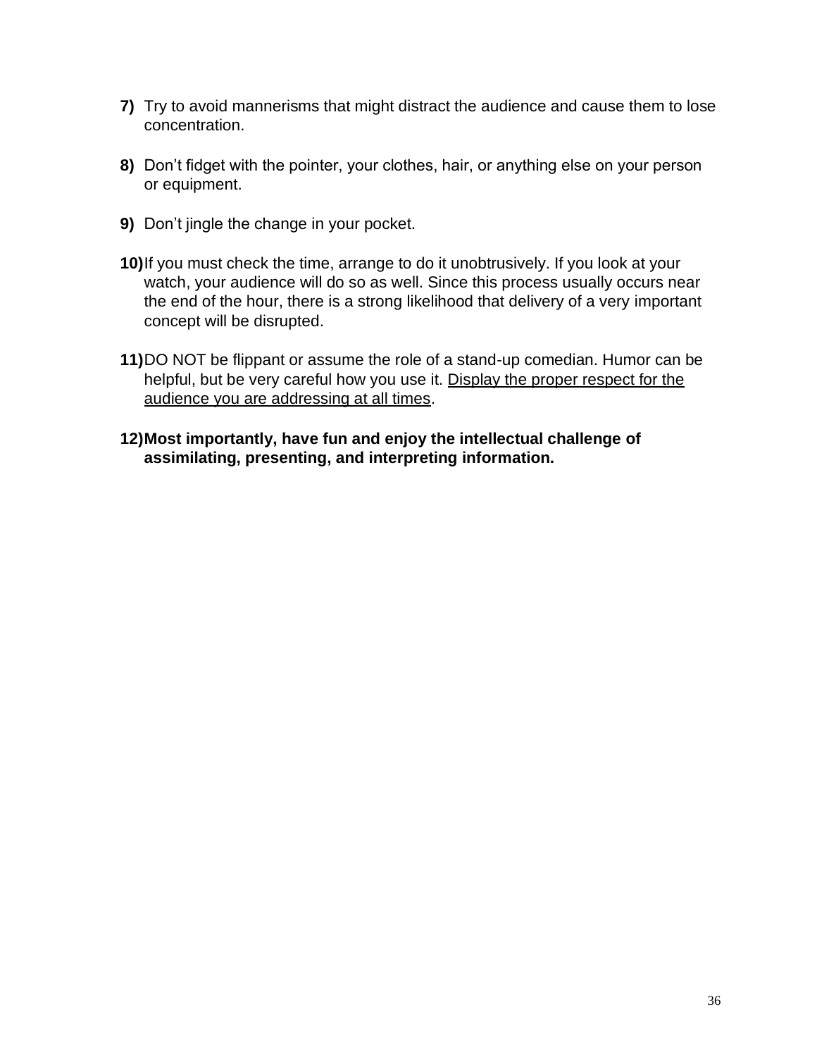**7)** Try to avoid mannerisms that might distract the audience and cause them to lose concentration.

**8)** Don't fidget with the pointer, your clothes, hair, or anything else on your person or equipment.

**9)** Don't jingle the change in your pocket.

**10)** If you must check the time, arrange to do it unobtrusively. If you look at your watch, your audience will do so as well. Since this process usually occurs near the end of the hour, there is a strong likelihood that delivery of a very important concept will be disrupted.

**11)** DO NOT be flippant or assume the role of a stand-up comedian. Humor can be helpful, but be very careful how you use it. <u>Display the proper respect for the audience you are addressing at all times</u>.

**12) Most importantly, have fun and enjoy the intellectual challenge of assimilating, presenting, and interpreting information.**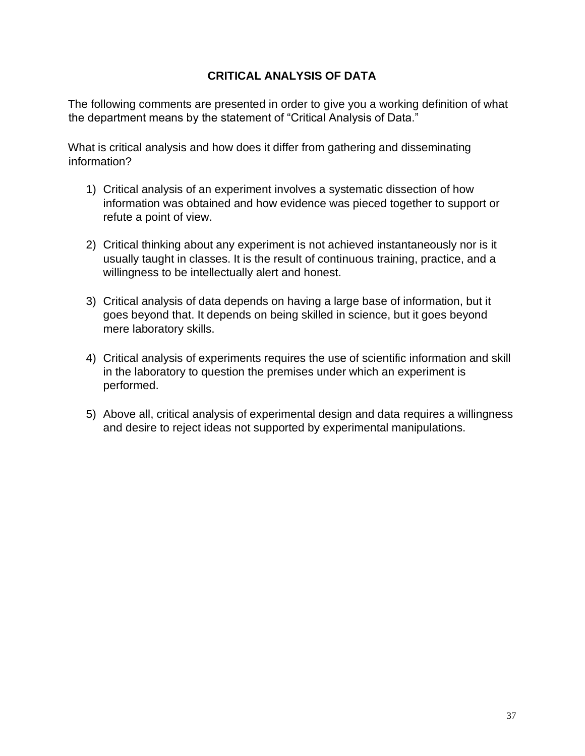# CRITICAL ANALYSIS OF DATA

The following comments are presented in order to give you a working definition of what the department means by the statement of "Critical Analysis of Data."

What is critical analysis and how does it differ from gathering and disseminating information?

1) Critical analysis of an experiment involves a systematic dissection of how information was obtained and how evidence was pieced together to support or refute a point of view.

2) Critical thinking about any experiment is not achieved instantaneously nor is it usually taught in classes. It is the result of continuous training, practice, and a willingness to be intellectually alert and honest.

3) Critical analysis of data depends on having a large base of information, but it goes beyond that. It depends on being skilled in science, but it goes beyond mere laboratory skills.

4) Critical analysis of experiments requires the use of scientific information and skill in the laboratory to question the premises under which an experiment is performed.

5) Above all, critical analysis of experimental design and data requires a willingness and desire to reject ideas not supported by experimental manipulations.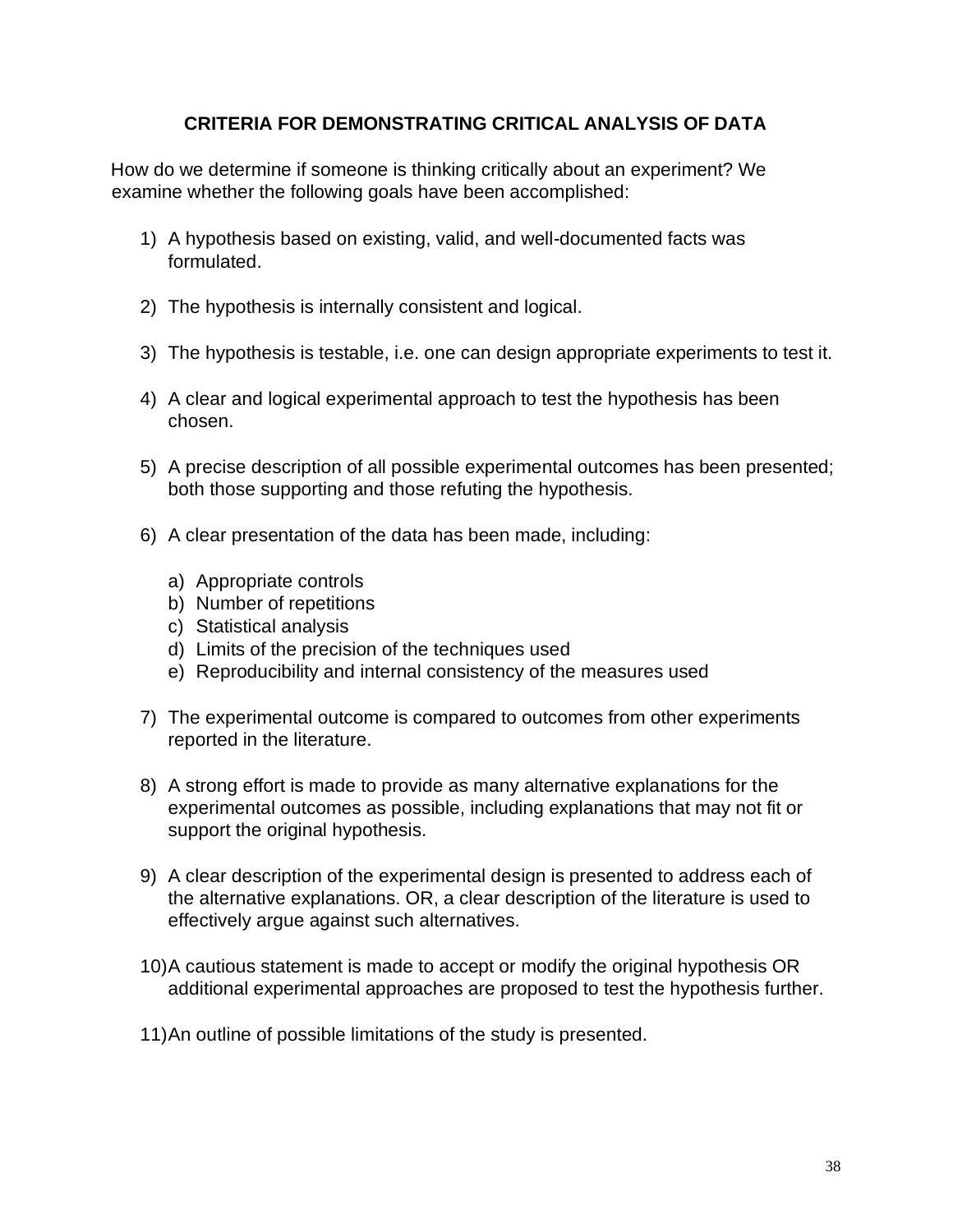## CRITERIA FOR DEMONSTRATING CRITICAL ANALYSIS OF DATA

How do we determine if someone is thinking critically about an experiment? We examine whether the following goals have been accomplished:

1) A hypothesis based on existing, valid, and well-documented facts was formulated.

2) The hypothesis is internally consistent and logical.

3) The hypothesis is testable, i.e. one can design appropriate experiments to test it.

4) A clear and logical experimental approach to test the hypothesis has been chosen.

5) A precise description of all possible experimental outcomes has been presented; both those supporting and those refuting the hypothesis.

6) A clear presentation of the data has been made, including:

   a) Appropriate controls
   b) Number of repetitions
   c) Statistical analysis
   d) Limits of the precision of the techniques used
   e) Reproducibility and internal consistency of the measures used

7) The experimental outcome is compared to outcomes from other experiments reported in the literature.

8) A strong effort is made to provide as many alternative explanations for the experimental outcomes as possible, including explanations that may not fit or support the original hypothesis.

9) A clear description of the experimental design is presented to address each of the alternative explanations. OR, a clear description of the literature is used to effectively argue against such alternatives.

10) A cautious statement is made to accept or modify the original hypothesis OR additional experimental approaches are proposed to test the hypothesis further.

11) An outline of possible limitations of the study is presented.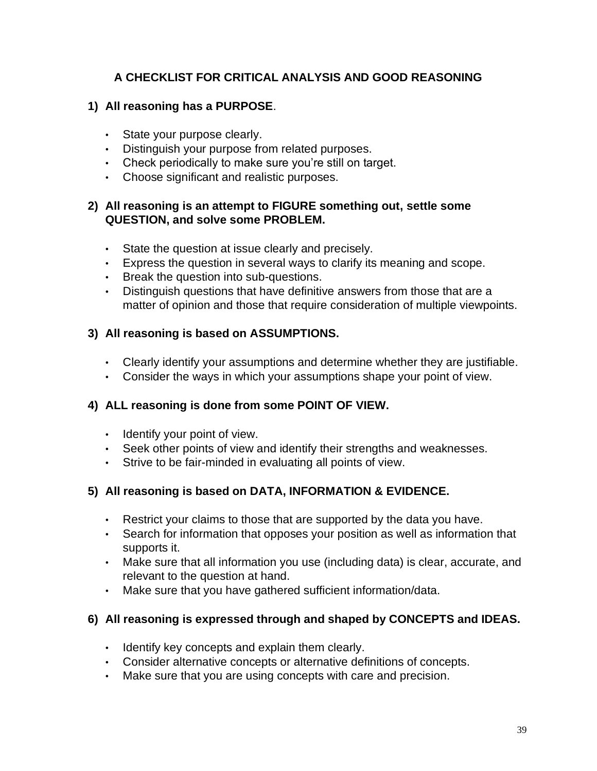## A CHECKLIST FOR CRITICAL ANALYSIS AND GOOD REASONING

**1) All reasoning has a PURPOSE**.

- State your purpose clearly.
- Distinguish your purpose from related purposes.
- Check periodically to make sure you're still on target.
- Choose significant and realistic purposes.

**2) All reasoning is an attempt to FIGURE something out, settle some QUESTION, and solve some PROBLEM.**

- State the question at issue clearly and precisely.
- Express the question in several ways to clarify its meaning and scope.
- Break the question into sub-questions.
- Distinguish questions that have definitive answers from those that are a matter of opinion and those that require consideration of multiple viewpoints.

**3) All reasoning is based on ASSUMPTIONS.**

- Clearly identify your assumptions and determine whether they are justifiable.
- Consider the ways in which your assumptions shape your point of view.

**4) ALL reasoning is done from some POINT OF VIEW.**

- Identify your point of view.
- Seek other points of view and identify their strengths and weaknesses.
- Strive to be fair-minded in evaluating all points of view.

**5) All reasoning is based on DATA, INFORMATION & EVIDENCE.**

- Restrict your claims to those that are supported by the data you have.
- Search for information that opposes your position as well as information that supports it.
- Make sure that all information you use (including data) is clear, accurate, and relevant to the question at hand.
- Make sure that you have gathered sufficient information/data.

**6) All reasoning is expressed through and shaped by CONCEPTS and IDEAS.**

- Identify key concepts and explain them clearly.
- Consider alternative concepts or alternative definitions of concepts.
- Make sure that you are using concepts with care and precision.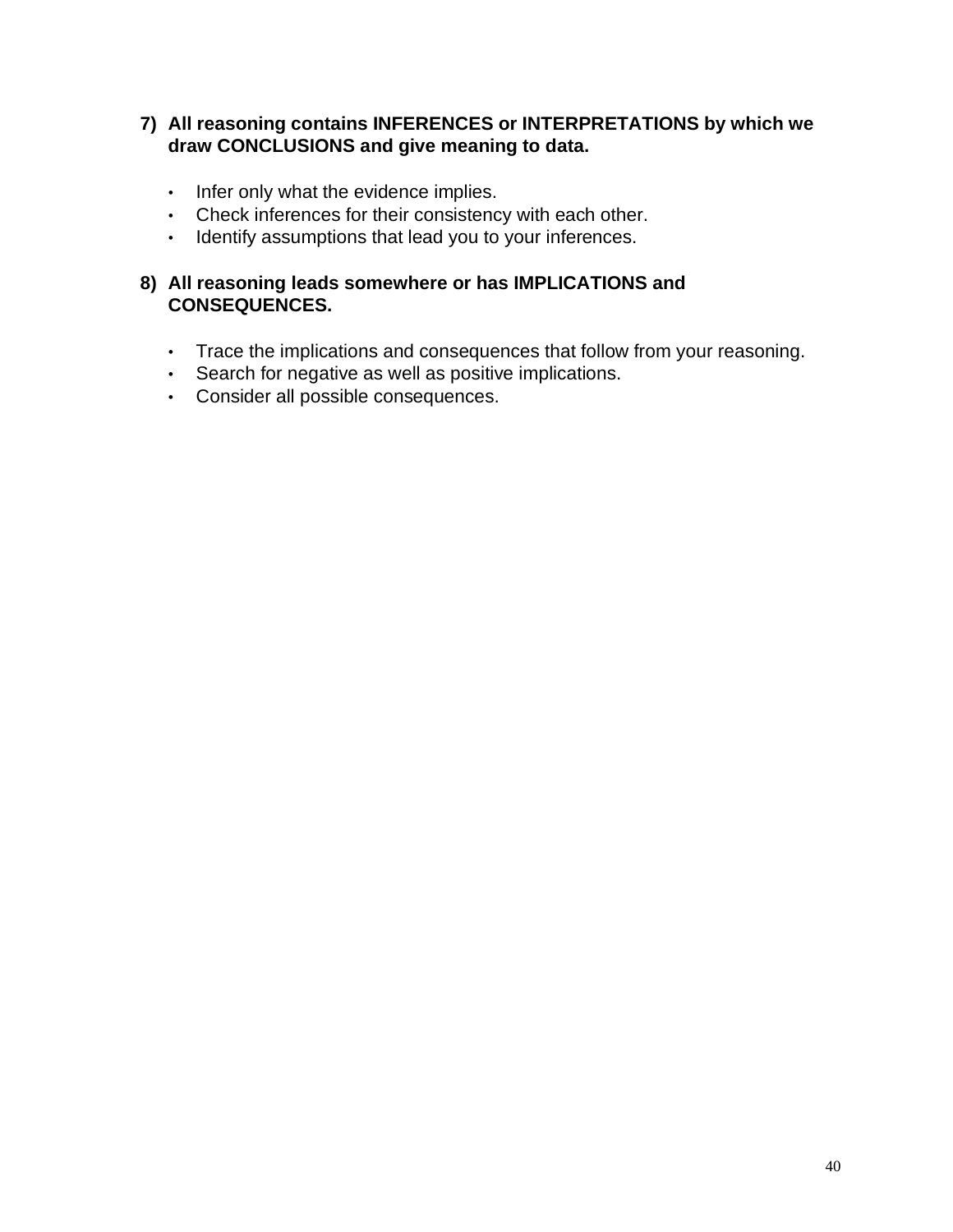7) **All reasoning contains INFERENCES or INTERPRETATIONS by which we draw CONCLUSIONS and give meaning to data.**

   - Infer only what the evidence implies.
   - Check inferences for their consistency with each other.
   - Identify assumptions that lead you to your inferences.

8) **All reasoning leads somewhere or has IMPLICATIONS and CONSEQUENCES.**

   - Trace the implications and consequences that follow from your reasoning.
   - Search for negative as well as positive implications.
   - Consider all possible consequences.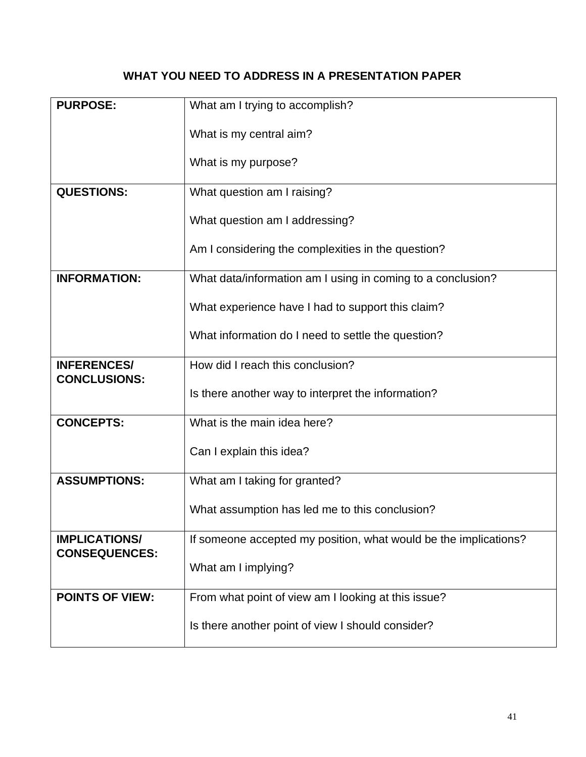## WHAT YOU NEED TO ADDRESS IN A PRESENTATION PAPER

| | |
|---|---|
| **PURPOSE:** | What am I trying to accomplish?<br><br>What is my central aim?<br><br>What is my purpose? |
| **QUESTIONS:** | What question am I raising?<br><br>What question am I addressing?<br><br>Am I considering the complexities in the question? |
| **INFORMATION:** | What data/information am I using in coming to a conclusion?<br><br>What experience have I had to support this claim?<br><br>What information do I need to settle the question? |
| **INFERENCES/ CONCLUSIONS:** | How did I reach this conclusion?<br><br>Is there another way to interpret the information? |
| **CONCEPTS:** | What is the main idea here?<br><br>Can I explain this idea? |
| **ASSUMPTIONS:** | What am I taking for granted?<br><br>What assumption has led me to this conclusion? |
| **IMPLICATIONS/ CONSEQUENCES:** | If someone accepted my position, what would be the implications?<br><br>What am I implying? |
| **POINTS OF VIEW:** | From what point of view am I looking at this issue?<br><br>Is there another point of view I should consider? |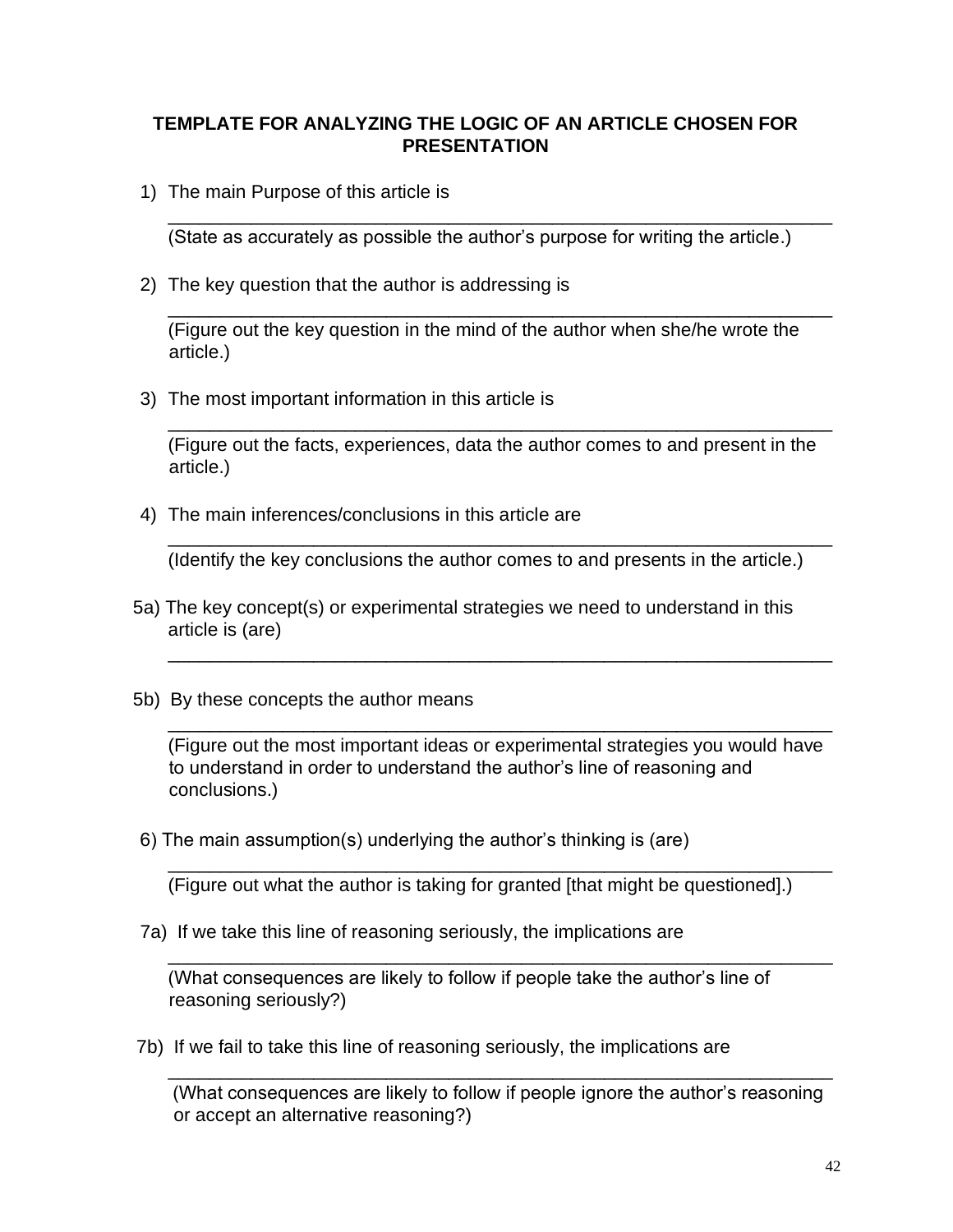## TEMPLATE FOR ANALYZING THE LOGIC OF AN ARTICLE CHOSEN FOR PRESENTATION

1) The main Purpose of this article is

   ________________________________________________________________
   (State as accurately as possible the author's purpose for writing the article.)

2) The key question that the author is addressing is

   ________________________________________________________________
   (Figure out the key question in the mind of the author when she/he wrote the article.)

3) The most important information in this article is

   ________________________________________________________________
   (Figure out the facts, experiences, data the author comes to and present in the article.)

4) The main inferences/conclusions in this article are

   ________________________________________________________________
   (Identify the key conclusions the author comes to and presents in the article.)

5a) The key concept(s) or experimental strategies we need to understand in this article is (are)

   ________________________________________________________________

5b) By these concepts the author means

   ________________________________________________________________
   (Figure out the most important ideas or experimental strategies you would have to understand in order to understand the author's line of reasoning and conclusions.)

6) The main assumption(s) underlying the author's thinking is (are)

   ________________________________________________________________
   (Figure out what the author is taking for granted [that might be questioned].)

7a) If we take this line of reasoning seriously, the implications are

   ________________________________________________________________
   (What consequences are likely to follow if people take the author's line of reasoning seriously?)

7b) If we fail to take this line of reasoning seriously, the implications are

   ________________________________________________________________
   (What consequences are likely to follow if people ignore the author's reasoning or accept an alternative reasoning?)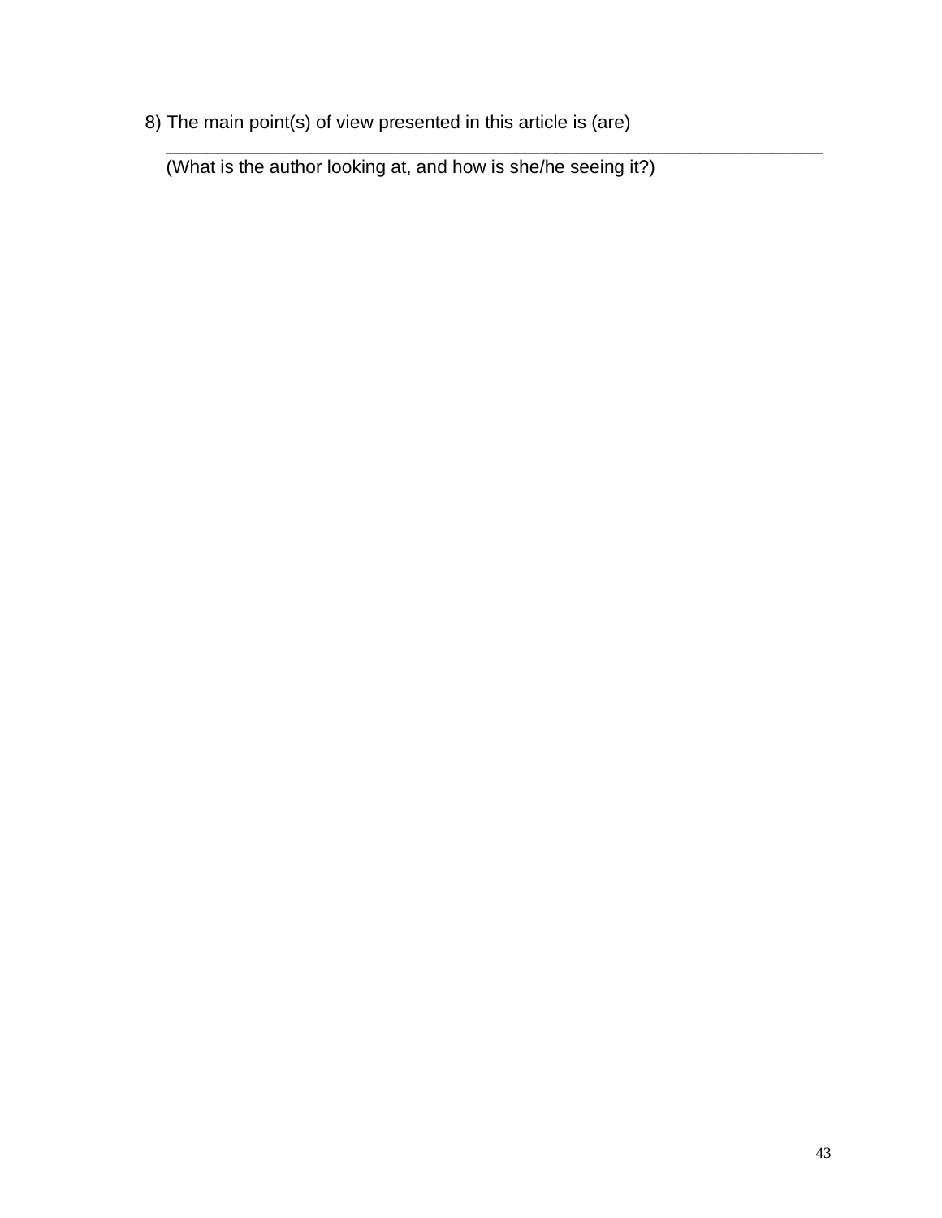8) The main point(s) of view presented in this article is (are)
   ______________________________________________________________________
   (What is the author looking at, and how is she/he seeing it?)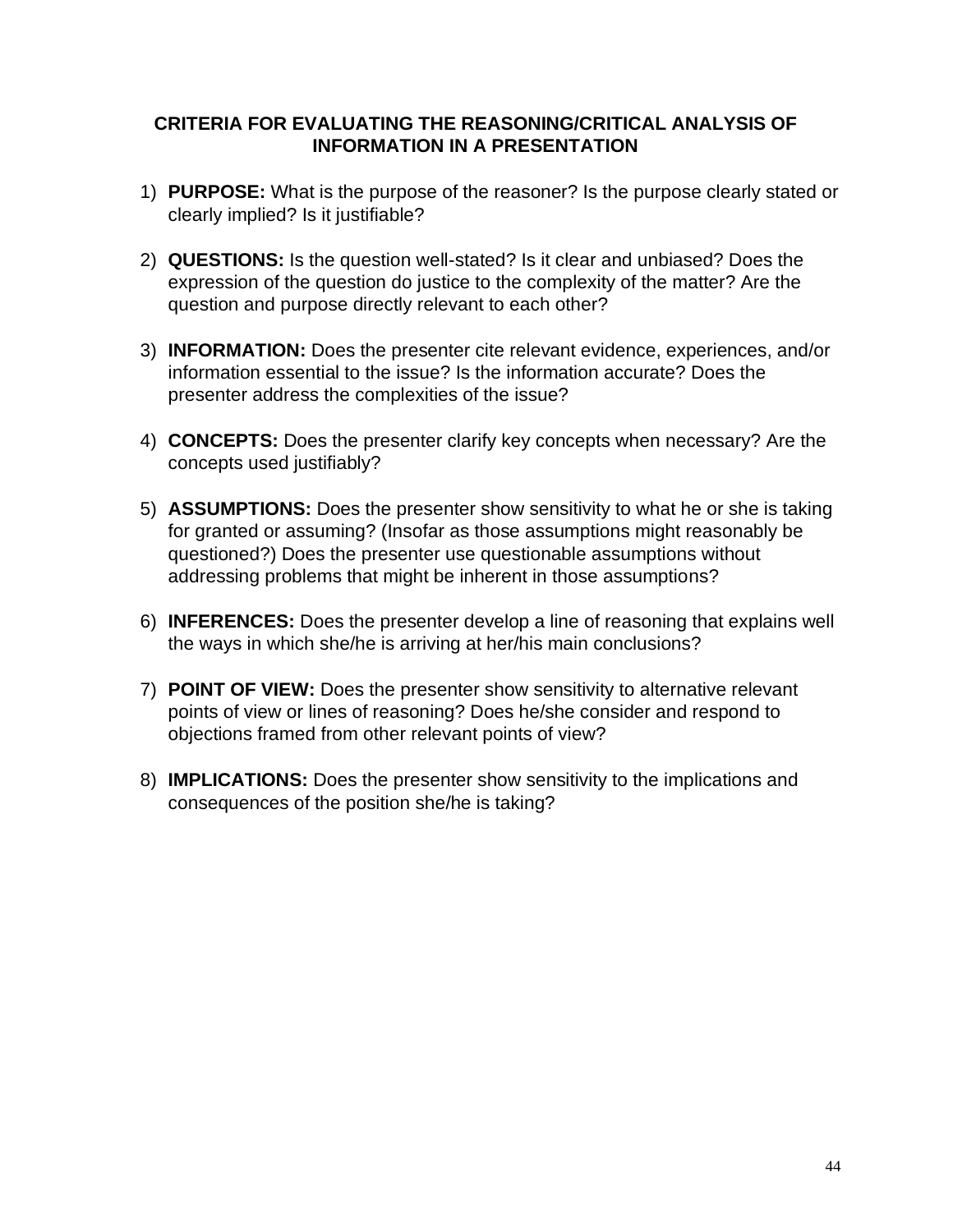## CRITERIA FOR EVALUATING THE REASONING/CRITICAL ANALYSIS OF INFORMATION IN A PRESENTATION

1) **PURPOSE:** What is the purpose of the reasoner? Is the purpose clearly stated or clearly implied? Is it justifiable?

2) **QUESTIONS:** Is the question well-stated? Is it clear and unbiased? Does the expression of the question do justice to the complexity of the matter? Are the question and purpose directly relevant to each other?

3) **INFORMATION:** Does the presenter cite relevant evidence, experiences, and/or information essential to the issue? Is the information accurate? Does the presenter address the complexities of the issue?

4) **CONCEPTS:** Does the presenter clarify key concepts when necessary? Are the concepts used justifiably?

5) **ASSUMPTIONS:** Does the presenter show sensitivity to what he or she is taking for granted or assuming? (Insofar as those assumptions might reasonably be questioned?) Does the presenter use questionable assumptions without addressing problems that might be inherent in those assumptions?

6) **INFERENCES:** Does the presenter develop a line of reasoning that explains well the ways in which she/he is arriving at her/his main conclusions?

7) **POINT OF VIEW:** Does the presenter show sensitivity to alternative relevant points of view or lines of reasoning? Does he/she consider and respond to objections framed from other relevant points of view?

8) **IMPLICATIONS:** Does the presenter show sensitivity to the implications and consequences of the position she/he is taking?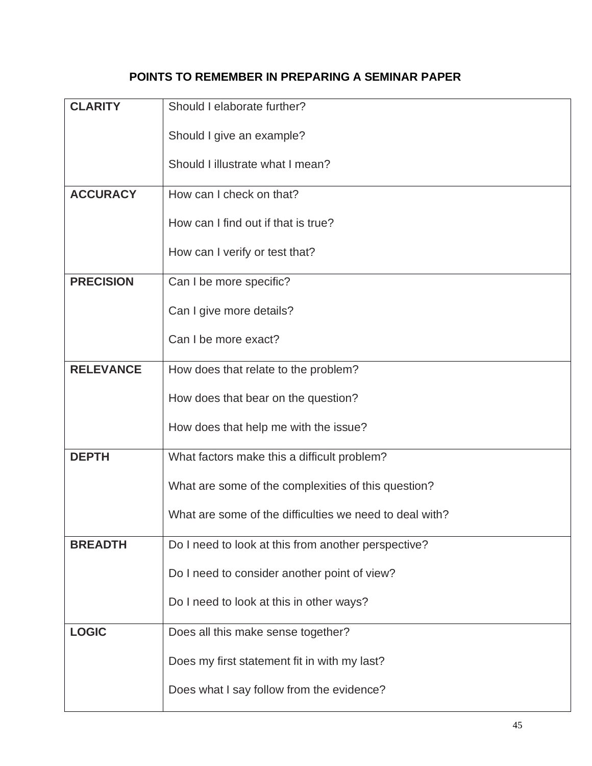## POINTS TO REMEMBER IN PREPARING A SEMINAR PAPER

| | |
|---|---|
| **CLARITY** | Should I elaborate further?<br><br>Should I give an example?<br><br>Should I illustrate what I mean? |
| **ACCURACY** | How can I check on that?<br><br>How can I find out if that is true?<br><br>How can I verify or test that? |
| **PRECISION** | Can I be more specific?<br><br>Can I give more details?<br><br>Can I be more exact? |
| **RELEVANCE** | How does that relate to the problem?<br><br>How does that bear on the question?<br><br>How does that help me with the issue? |
| **DEPTH** | What factors make this a difficult problem?<br><br>What are some of the complexities of this question?<br><br>What are some of the difficulties we need to deal with? |
| **BREADTH** | Do I need to look at this from another perspective?<br><br>Do I need to consider another point of view?<br><br>Do I need to look at this in other ways? |
| **LOGIC** | Does all this make sense together?<br><br>Does my first statement fit in with my last?<br><br>Does what I say follow from the evidence? |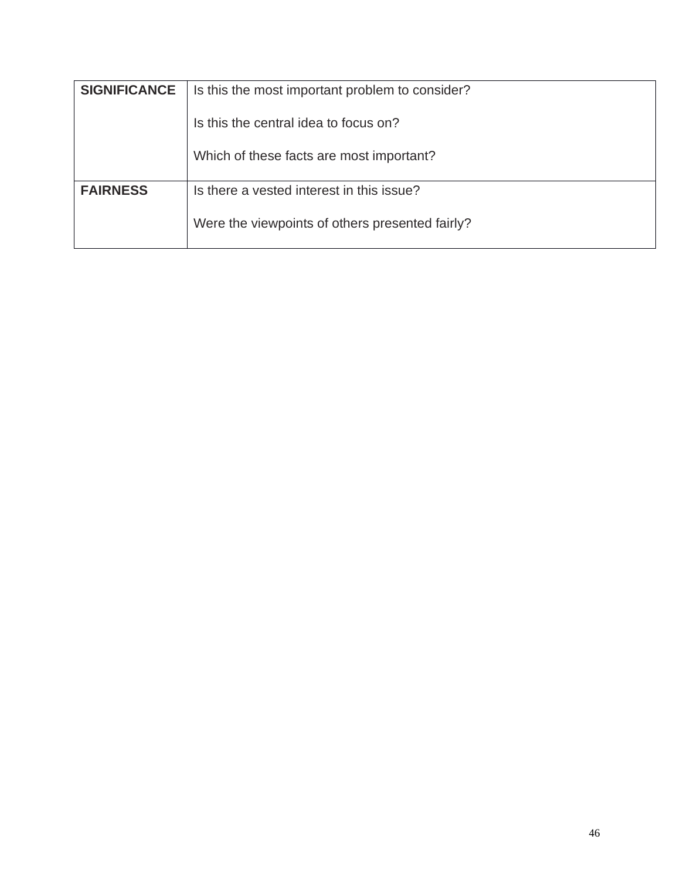| | |
|---|---|
| **SIGNIFICANCE** | Is this the most important problem to consider?<br><br>Is this the central idea to focus on?<br><br>Which of these facts are most important? |
| **FAIRNESS** | Is there a vested interest in this issue?<br><br>Were the viewpoints of others presented fairly? |